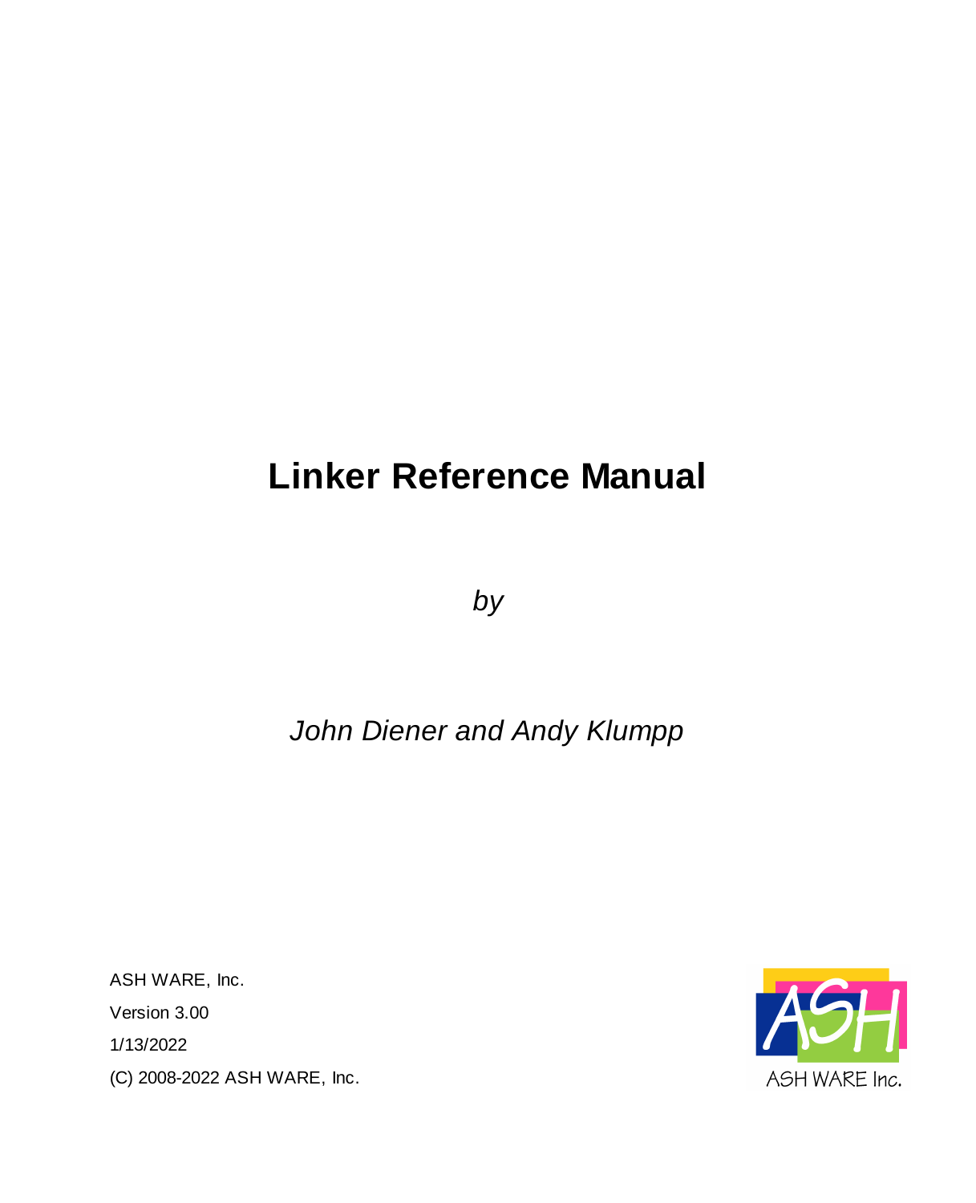# Linker Reference Manual

*by*

*John Diener and Andy Klumpp*

ASH WARE, Inc.

Version 3.00

1/13/2022

(C) 2008-2022 ASH WARE, Inc.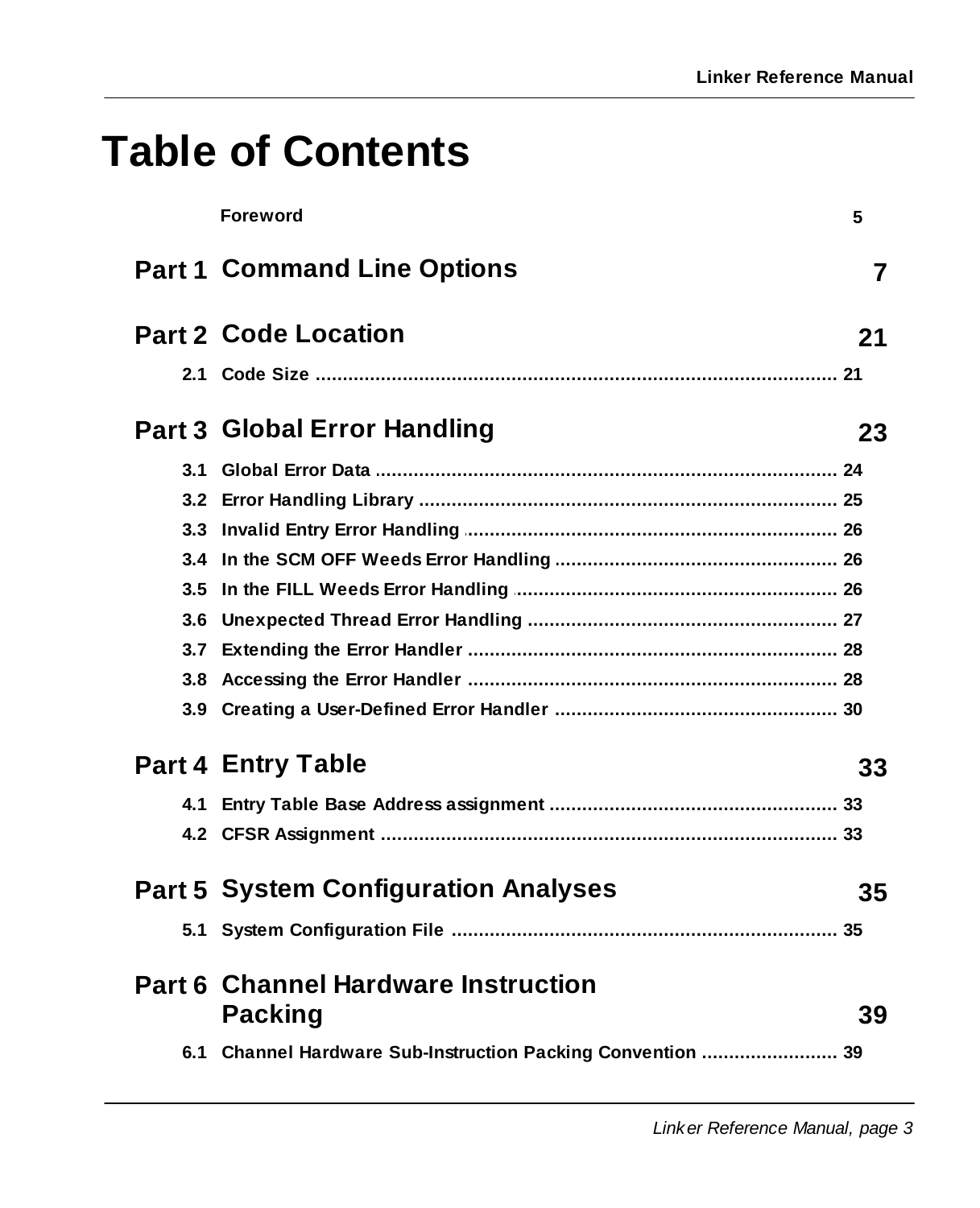# Table of Contents

| | | |
|---|---|---|
| | **Foreword** | 5 |
| **Part 1** | **Command Line Options** | **7** |
| **Part 2** | **Code Location** | **21** |
| 2.1 | Code Size | 21 |
| **Part 3** | **Global Error Handling** | **23** |
| 3.1 | Global Error Data | 24 |
| 3.2 | Error Handling Library | 25 |
| 3.3 | Invalid Entry Error Handling | 26 |
| 3.4 | In the SCM OFF Weeds Error Handling | 26 |
| 3.5 | In the FILL Weeds Error Handling | 26 |
| 3.6 | Unexpected Thread Error Handling | 27 |
| 3.7 | Extending the Error Handler | 28 |
| 3.8 | Accessing the Error Handler | 28 |
| 3.9 | Creating a User-Defined Error Handler | 30 |
| **Part 4** | **Entry Table** | **33** |
| 4.1 | Entry Table Base Address assignment | 33 |
| 4.2 | CFSR Assignment | 33 |
| **Part 5** | **System Configuration Analyses** | **35** |
| 5.1 | System Configuration File | 35 |
| **Part 6** | **Channel Hardware Instruction Packing** | **39** |
| 6.1 | Channel Hardware Sub-Instruction Packing Convention | 39 |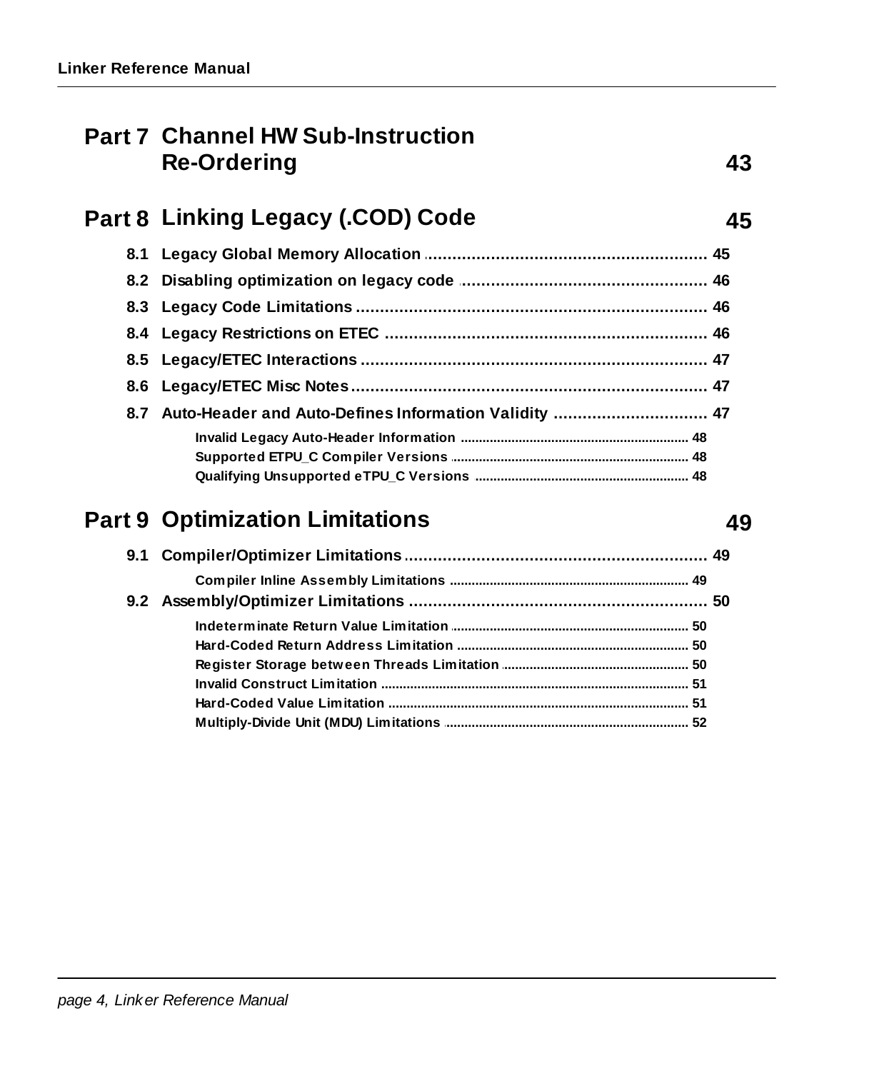**Part 7 Channel HW Sub-Instruction Re-Ordering** 43

**Part 8 Linking Legacy (.COD) Code** 45

- 8.1 Legacy Global Memory Allocation ... 45
- 8.2 Disabling optimization on legacy code ... 46
- 8.3 Legacy Code Limitations ... 46
- 8.4 Legacy Restrictions on ETEC ... 46
- 8.5 Legacy/ETEC Interactions ... 47
- 8.6 Legacy/ETEC Misc Notes ... 47
- 8.7 Auto-Header and Auto-Defines Information Validity ... 47
  - Invalid Legacy Auto-Header Information ... 48
  - Supported ETPU_C Compiler Versions ... 48
  - Qualifying Unsupported eTPU_C Versions ... 48

**Part 9 Optimization Limitations** 49

- 9.1 Compiler/Optimizer Limitations ... 49
  - Compiler Inline Assembly Limitations ... 49
- 9.2 Assembly/Optimizer Limitations ... 50
  - Indeterminate Return Value Limitation ... 50
  - Hard-Coded Return Address Limitation ... 50
  - Register Storage between Threads Limitation ... 50
  - Invalid Construct Limitation ... 51
  - Hard-Coded Value Limitation ... 51
  - Multiply-Divide Unit (MDU) Limitations ... 52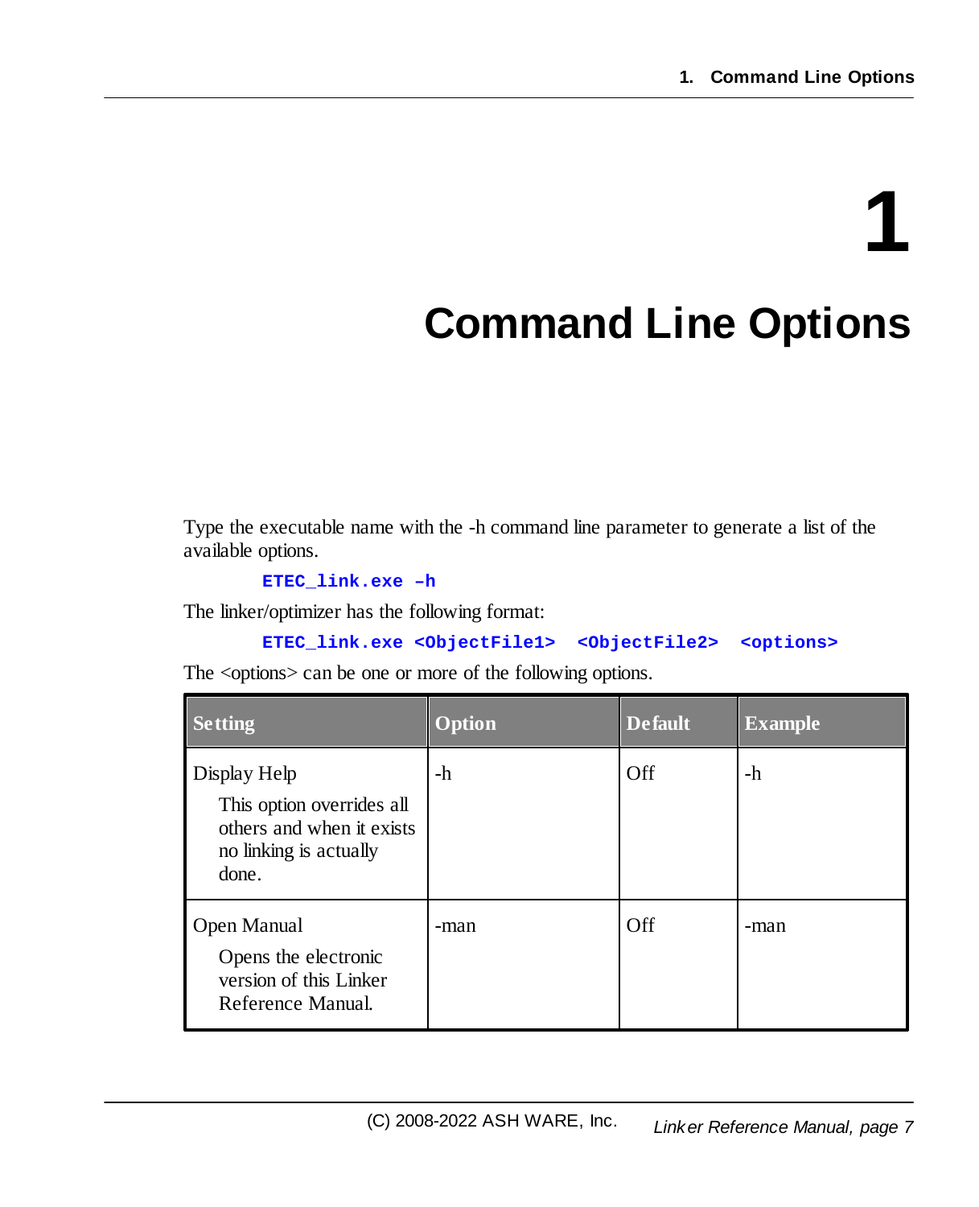# 1 Command Line Options

Type the executable name with the -h command line parameter to generate a list of the available options.

```
ETEC_link.exe –h
```

The linker/optimizer has the following format:

```
ETEC_link.exe <ObjectFile1>  <ObjectFile2>  <options>
```

The <options> can be one or more of the following options.

| Setting | Option | Default | Example |
|---|---|---|---|
| Display Help<br>This option overrides all others and when it exists no linking is actually done. | -h | Off | -h |
| Open Manual<br>Opens the electronic version of this Linker Reference Manual. | -man | Off | -man |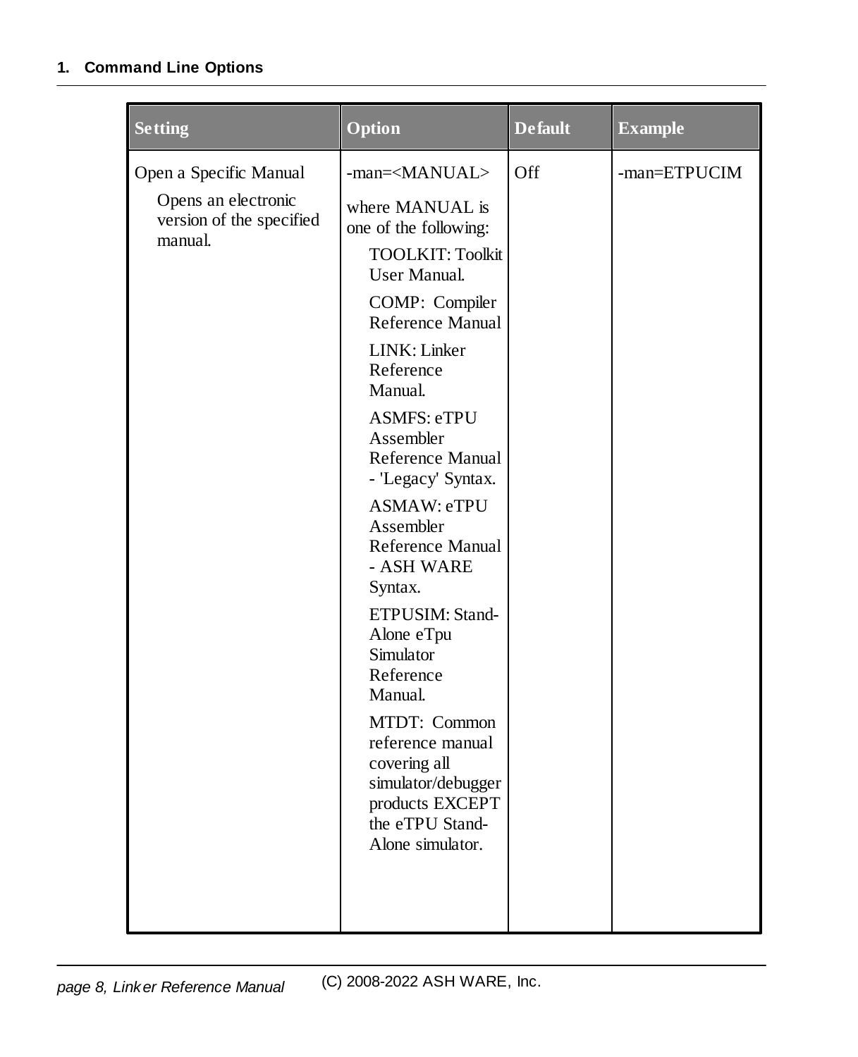| Setting | Option | Default | Example |
|---|---|---|---|
| Open a Specific Manual<br><br>Opens an electronic version of the specified manual. | -man=<MANUAL><br><br>where MANUAL is one of the following:<br><br>TOOLKIT: Toolkit User Manual.<br><br>COMP: Compiler Reference Manual<br><br>LINK: Linker Reference Manual.<br><br>ASMFS: eTPU Assembler Reference Manual - 'Legacy' Syntax.<br><br>ASMAW: eTPU Assembler Reference Manual - ASH WARE Syntax.<br><br>ETPUSIM: Stand-Alone eTpu Simulator Reference Manual.<br><br>MTDT: Common reference manual covering all simulator/debugger products EXCEPT the eTPU Stand-Alone simulator. | Off | -man=ETPUCIM |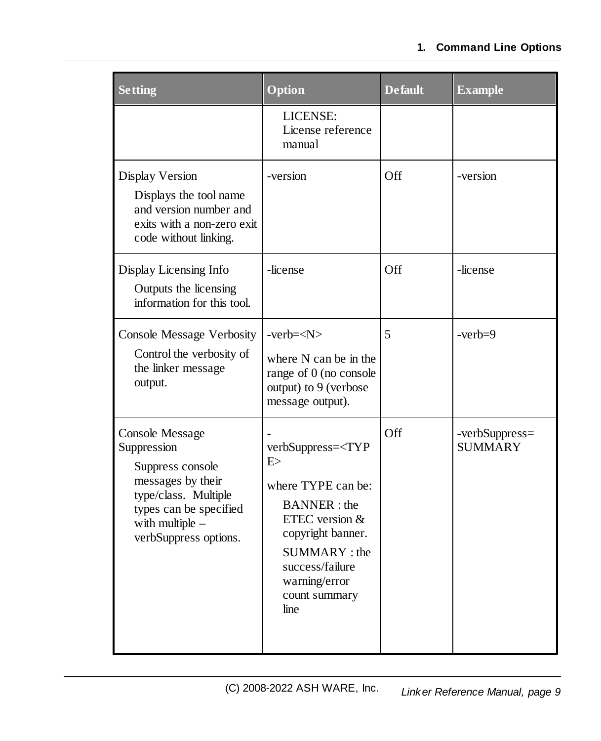| Setting | Option | Default | Example |
|---|---|---|---|
| | LICENSE: License reference manual | | |
| Display Version<br>Displays the tool name and version number and exits with a non-zero exit code without linking. | -version | Off | -version |
| Display Licensing Info<br>Outputs the licensing information for this tool. | -license | Off | -license |
| Console Message Verbosity<br>Control the verbosity of the linker message output. | -verb=<N><br>where N can be in the range of 0 (no console output) to 9 (verbose message output). | 5 | -verb=9 |
| Console Message Suppression<br>Suppress console messages by their type/class. Multiple types can be specified with multiple –verbSuppress options. | -verbSuppress=<TYPE><br>where TYPE can be:<br>BANNER : the ETEC version & copyright banner.<br>SUMMARY : the success/failure warning/error count summary line | Off | -verbSuppress= SUMMARY |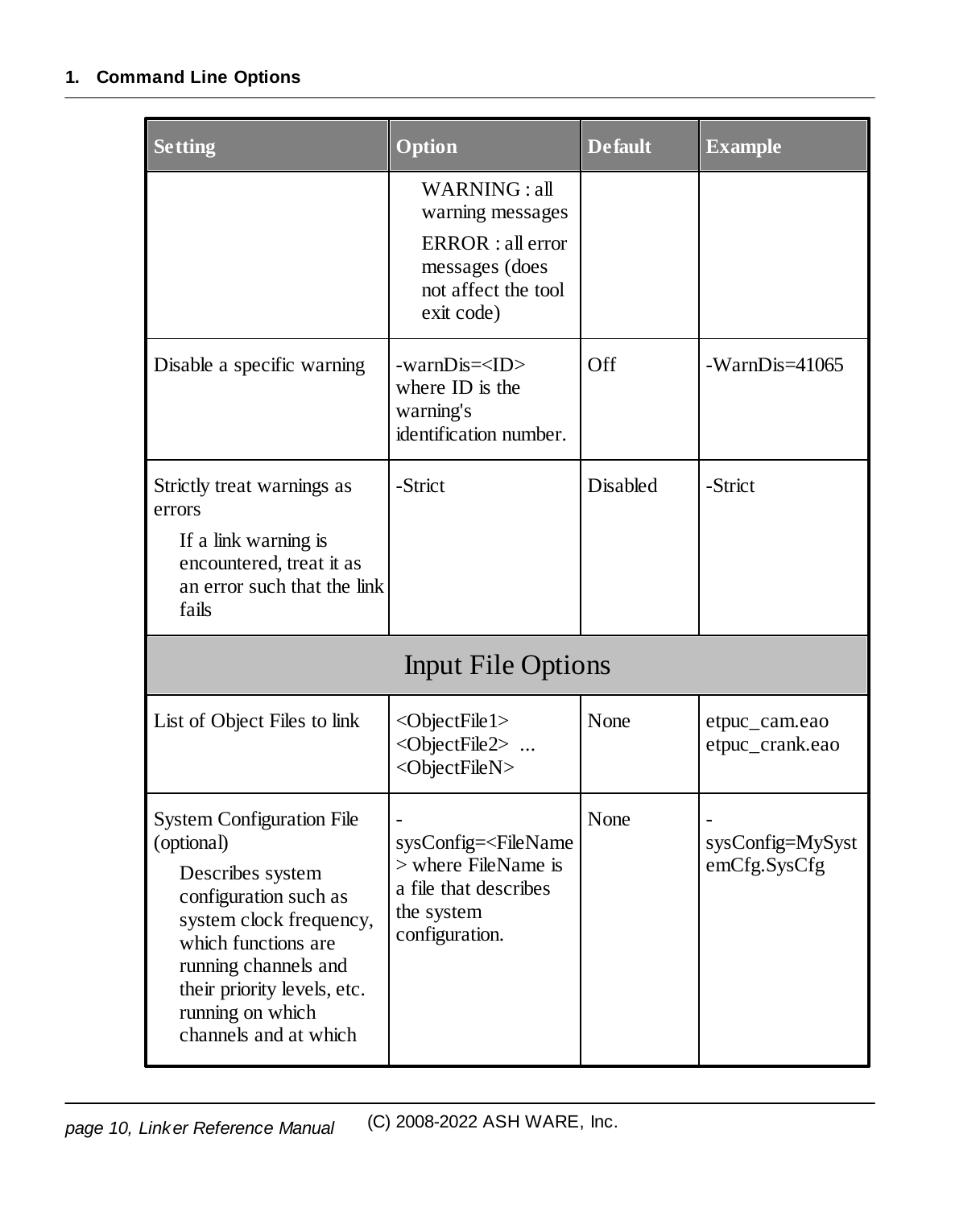| Setting | Option | Default | Example |
| --- | --- | --- | --- |
| | WARNING : all warning messages<br>ERROR : all error messages (does not affect the tool exit code) | | |
| Disable a specific warning | -warnDis=<ID> where ID is the warning's identification number. | Off | -WarnDis=41065 |
| Strictly treat warnings as errors<br>If a link warning is encountered, treat it as an error such that the link fails | -Strict | Disabled | -Strict |
| **Input File Options** | | | |
| List of Object Files to link | <ObjectFile1> <ObjectFile2> ... <ObjectFileN> | None | etpuc_cam.eao etpuc_crank.eao |
| System Configuration File (optional)<br>Describes system configuration such as system clock frequency, which functions are running channels and their priority levels, etc. running on which channels and at which | -sysConfig=<FileName> where FileName is a file that describes the system configuration. | None | -sysConfig=MySystemCfg.SysCfg |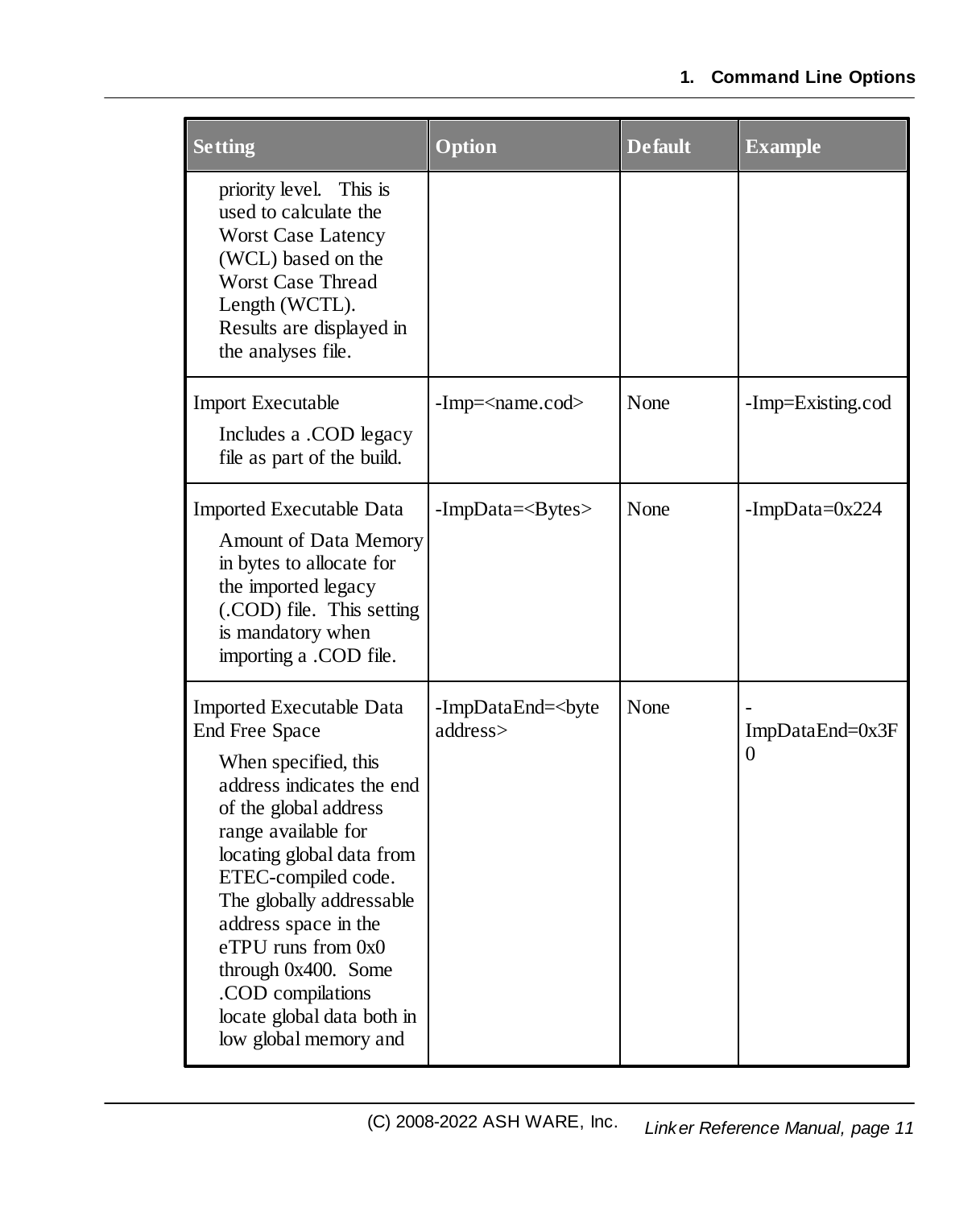| Setting | Option | Default | Example |
|---|---|---|---|
| priority level. This is used to calculate the Worst Case Latency (WCL) based on the Worst Case Thread Length (WCTL). Results are displayed in the analyses file. | | | |
| Import Executable<br>Includes a .COD legacy file as part of the build. | -Imp=<name.cod> | None | -Imp=Existing.cod |
| Imported Executable Data<br>Amount of Data Memory in bytes to allocate for the imported legacy (.COD) file. This setting is mandatory when importing a .COD file. | -ImpData=<Bytes> | None | -ImpData=0x224 |
| Imported Executable Data End Free Space<br>When specified, this address indicates the end of the global address range available for locating global data from ETEC-compiled code. The globally addressable address space in the eTPU runs from 0x0 through 0x400. Some .COD compilations locate global data both in low global memory and | -ImpDataEnd=<byte address> | None | -ImpDataEnd=0x3F0 |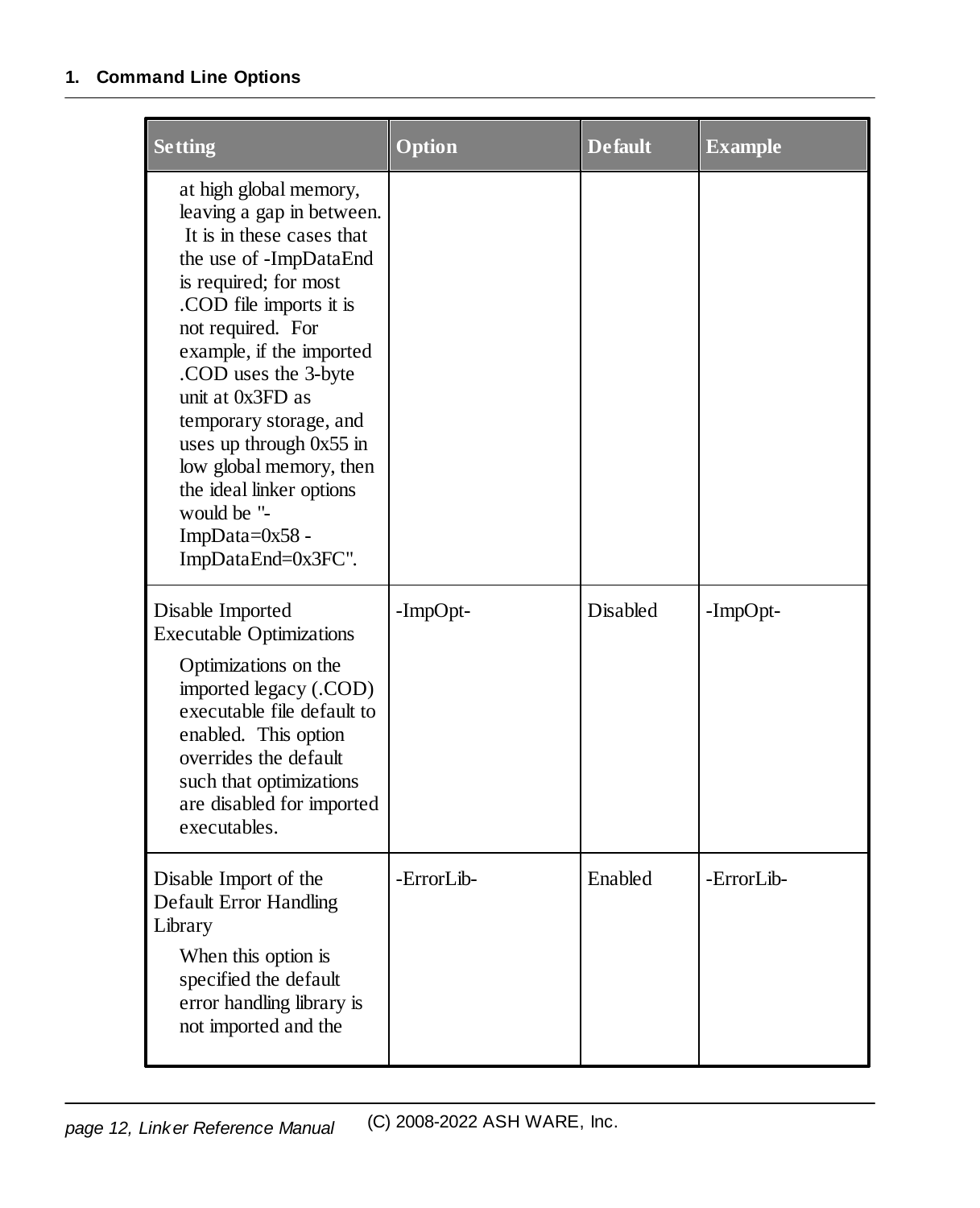| Setting | Option | Default | Example |
|---|---|---|---|
| at high global memory, leaving a gap in between. It is in these cases that the use of -ImpDataEnd is required; for most .COD file imports it is not required. For example, if the imported .COD uses the 3-byte unit at 0x3FD as temporary storage, and uses up through 0x55 in low global memory, then the ideal linker options would be "-ImpData=0x58 -ImpDataEnd=0x3FC". | | | |
| Disable Imported Executable Optimizations<br><br>Optimizations on the imported legacy (.COD) executable file default to enabled. This option overrides the default such that optimizations are disabled for imported executables. | -ImpOpt- | Disabled | -ImpOpt- |
| Disable Import of the Default Error Handling Library<br><br>When this option is specified the default error handling library is not imported and the | -ErrorLib- | Enabled | -ErrorLib- |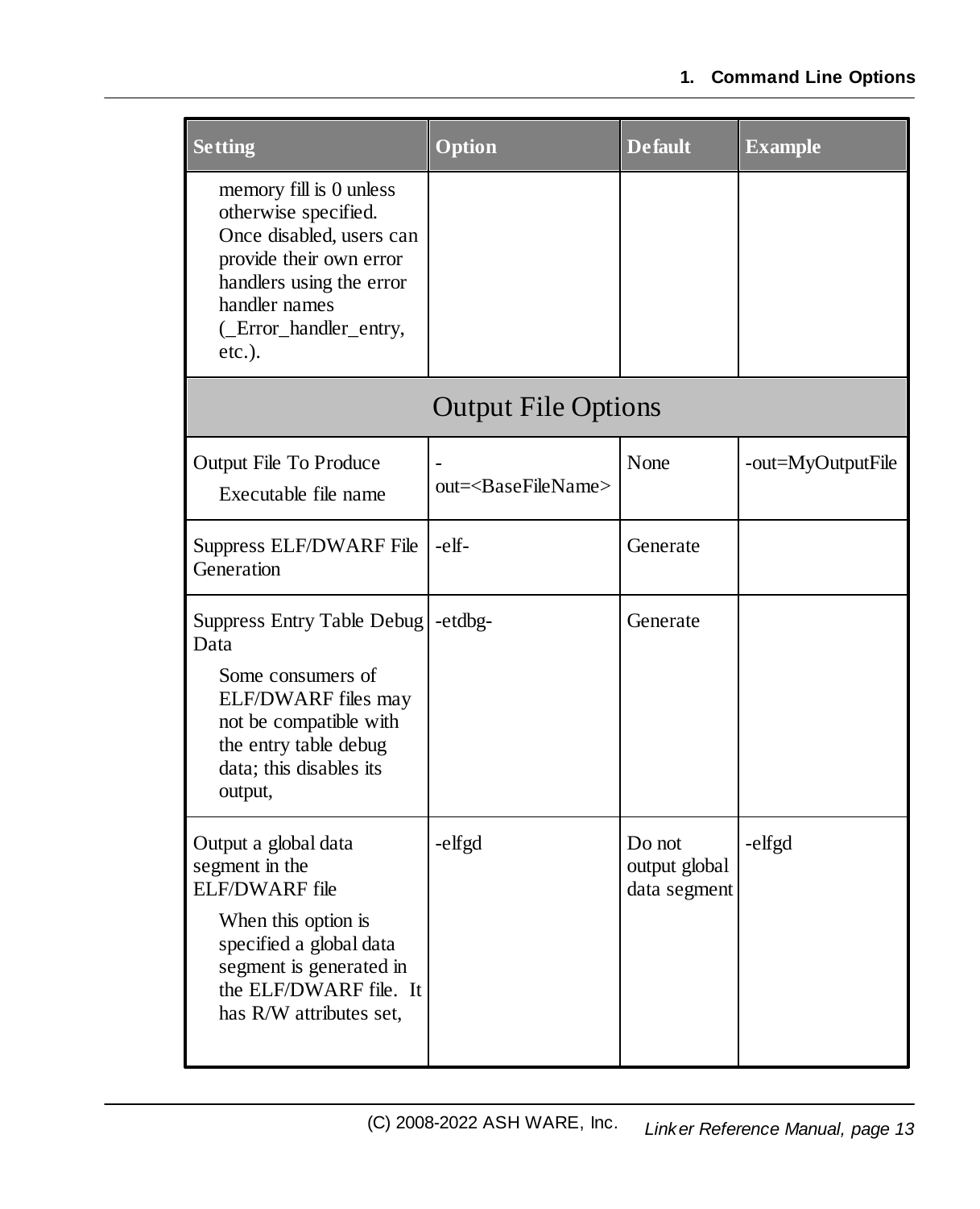| Setting | Option | Default | Example |
|---|---|---|---|
| memory fill is 0 unless otherwise specified. Once disabled, users can provide their own error handlers using the error handler names (_Error_handler_entry, etc.). | | | |
| **Output File Options** | | | |
| Output File To Produce<br>Executable file name | -out=<BaseFileName> | None | -out=MyOutputFile |
| Suppress ELF/DWARF File Generation | -elf- | Generate | |
| Suppress Entry Table Debug Data<br>Some consumers of ELF/DWARF files may not be compatible with the entry table debug data; this disables its output, | -etdbg- | Generate | |
| Output a global data segment in the ELF/DWARF file<br>When this option is specified a global data segment is generated in the ELF/DWARF file. It has R/W attributes set, | -elfgd | Do not output global data segment | -elfgd |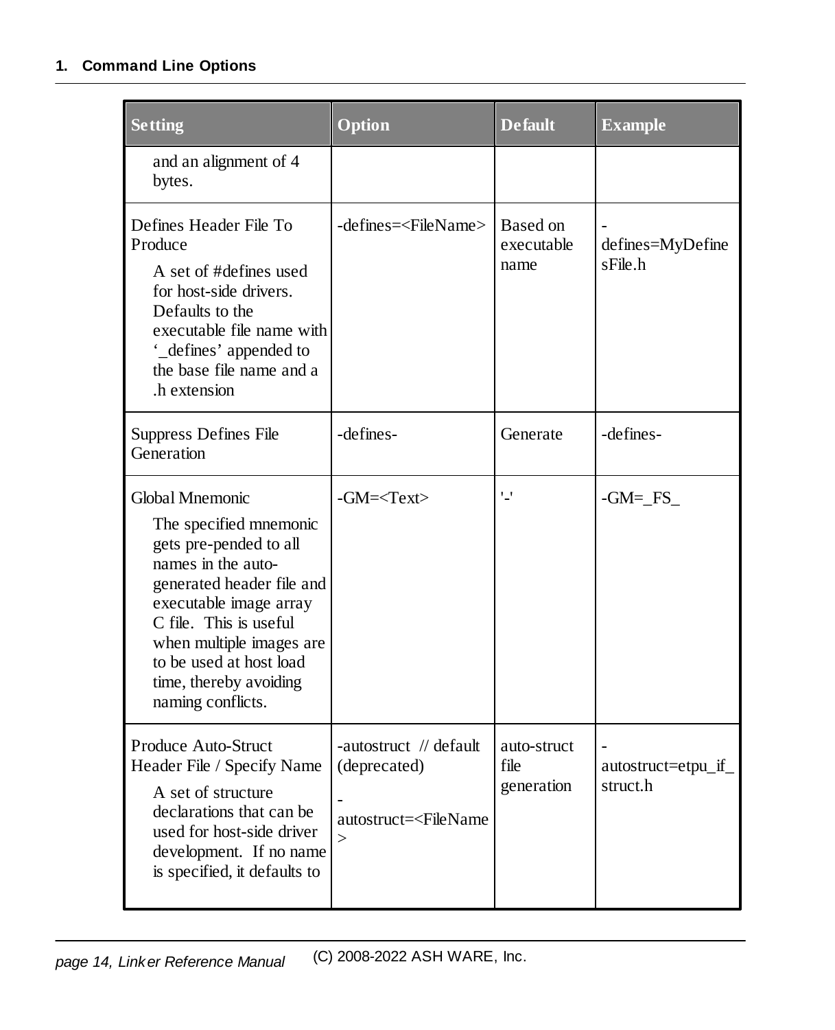| Setting | Option | Default | Example |
|---|---|---|---|
| and an alignment of 4 bytes. | | | |
| Defines Header File To Produce<br>A set of #defines used for host-side drivers. Defaults to the executable file name with '_defines' appended to the base file name and a .h extension | -defines=<FileName> | Based on executable name | -defines=MyDefinesFile.h |
| Suppress Defines File Generation | -defines- | Generate | -defines- |
| Global Mnemonic<br>The specified mnemonic gets pre-pended to all names in the auto-generated header file and executable image array C file. This is useful when multiple images are to be used at host load time, thereby avoiding naming conflicts. | -GM=<Text> | '-' | -GM=_FS_ |
| Produce Auto-Struct Header File / Specify Name<br>A set of structure declarations that can be used for host-side driver development. If no name is specified, it defaults to | -autostruct // default (deprecated)<br>-autostruct=<FileName> | auto-struct file generation | -autostruct=etpu_if_struct.h |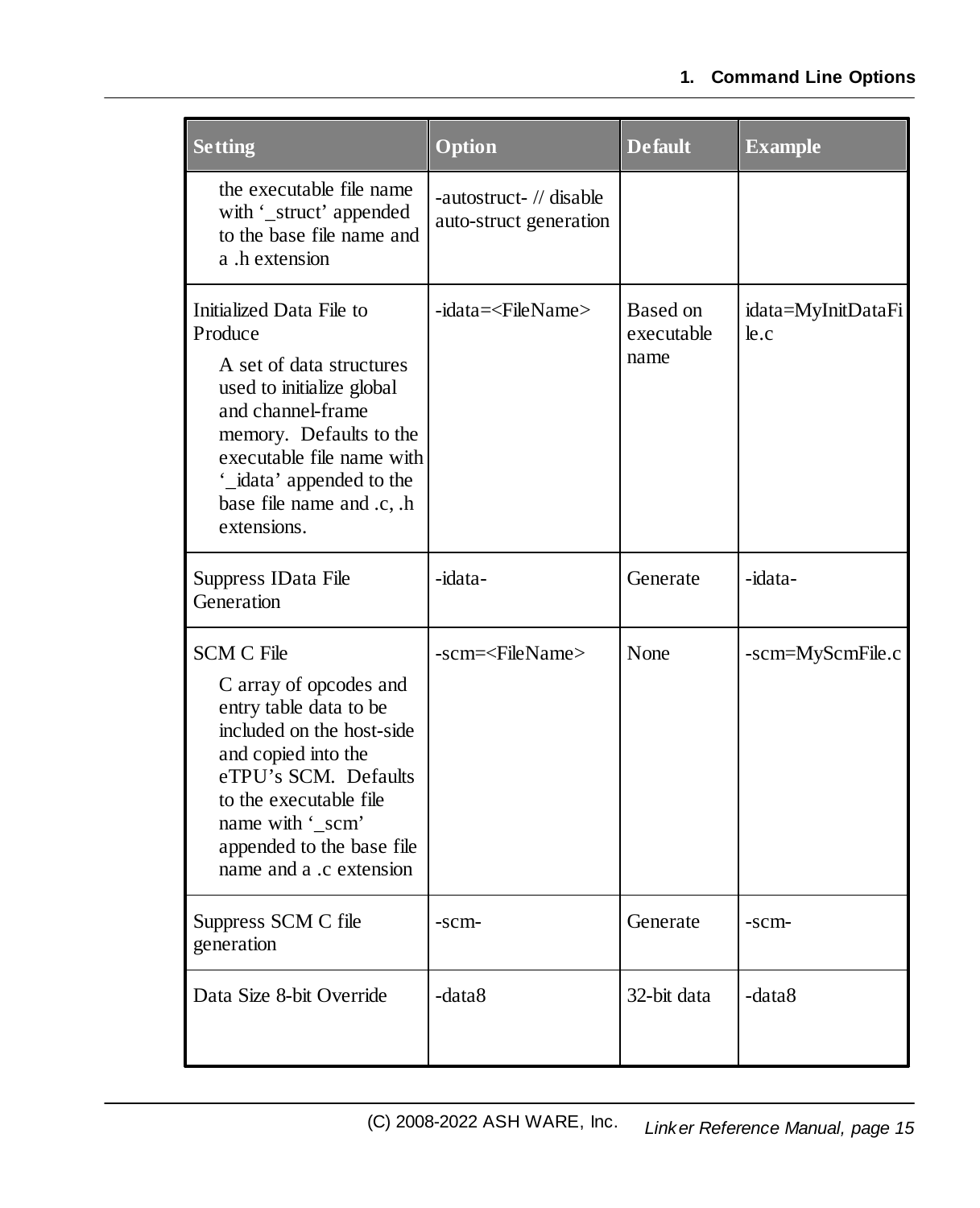| Setting | Option | Default | Example |
|---|---|---|---|
| the executable file name with '_struct' appended to the base file name and a .h extension | -autostruct- // disable auto-struct generation | | |
| Initialized Data File to Produce<br>A set of data structures used to initialize global and channel-frame memory. Defaults to the executable file name with '_idata' appended to the base file name and .c, .h extensions. | -idata=<FileName> | Based on executable name | idata=MyInitDataFile.c |
| Suppress IData File Generation | -idata- | Generate | -idata- |
| SCM C File<br>C array of opcodes and entry table data to be included on the host-side and copied into the eTPU's SCM. Defaults to the executable file name with '_scm' appended to the base file name and a .c extension | -scm=<FileName> | None | -scm=MyScmFile.c |
| Suppress SCM C file generation | -scm- | Generate | -scm- |
| Data Size 8-bit Override | -data8 | 32-bit data | -data8 |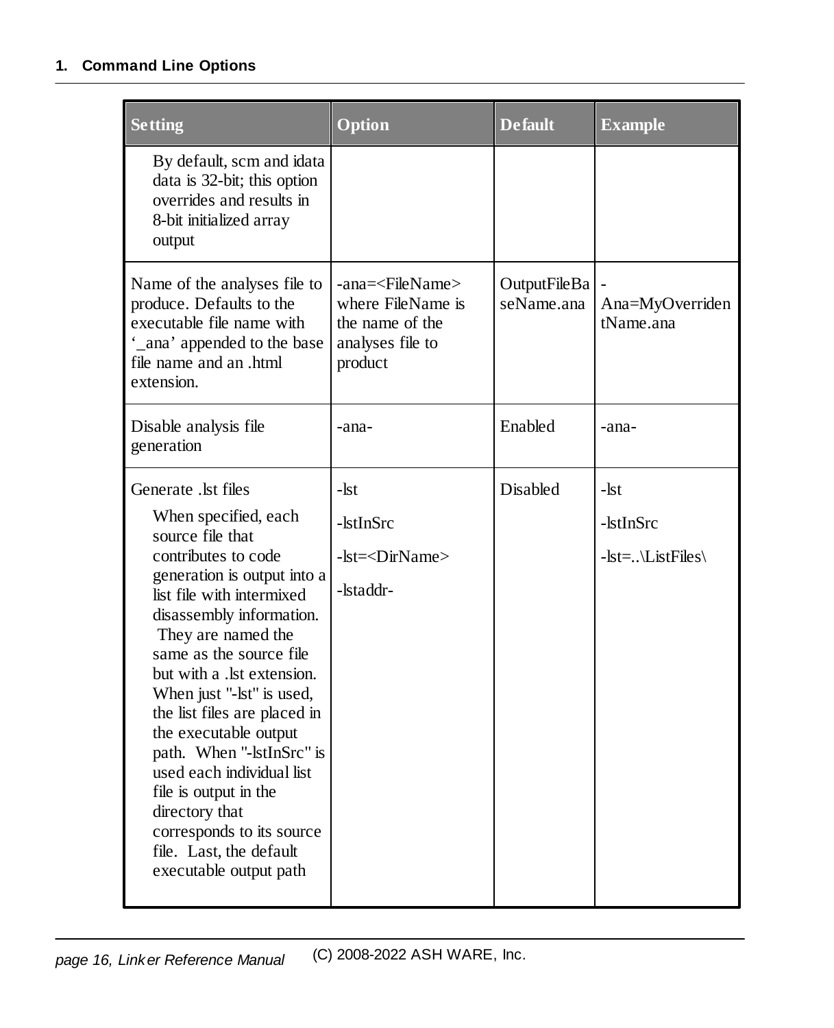| Setting | Option | Default | Example |
|---|---|---|---|
| By default, scm and idata data is 32-bit; this option overrides and results in 8-bit initialized array output | | | |
| Name of the analyses file to produce. Defaults to the executable file name with '_ana' appended to the base file name and an .html extension. | -ana=<FileName> where FileName is the name of the analyses file to product | OutputFileBaseName.ana | -Ana=MyOverridentName.ana |
| Disable analysis file generation | -ana- | Enabled | -ana- |
| Generate .lst files<br><br>When specified, each source file that contributes to code generation is output into a list file with intermixed disassembly information. They are named the same as the source file but with a .lst extension. When just "-lst" is used, the list files are placed in the executable output path. When "-lstInSrc" is used each individual list file is output in the directory that corresponds to its source file. Last, the default executable output path | -lst<br><br>-lstInSrc<br><br>-lst=<DirName><br><br>-lstaddr- | Disabled | -lst<br><br>-lstInSrc<br><br>-lst=..\ListFiles\ |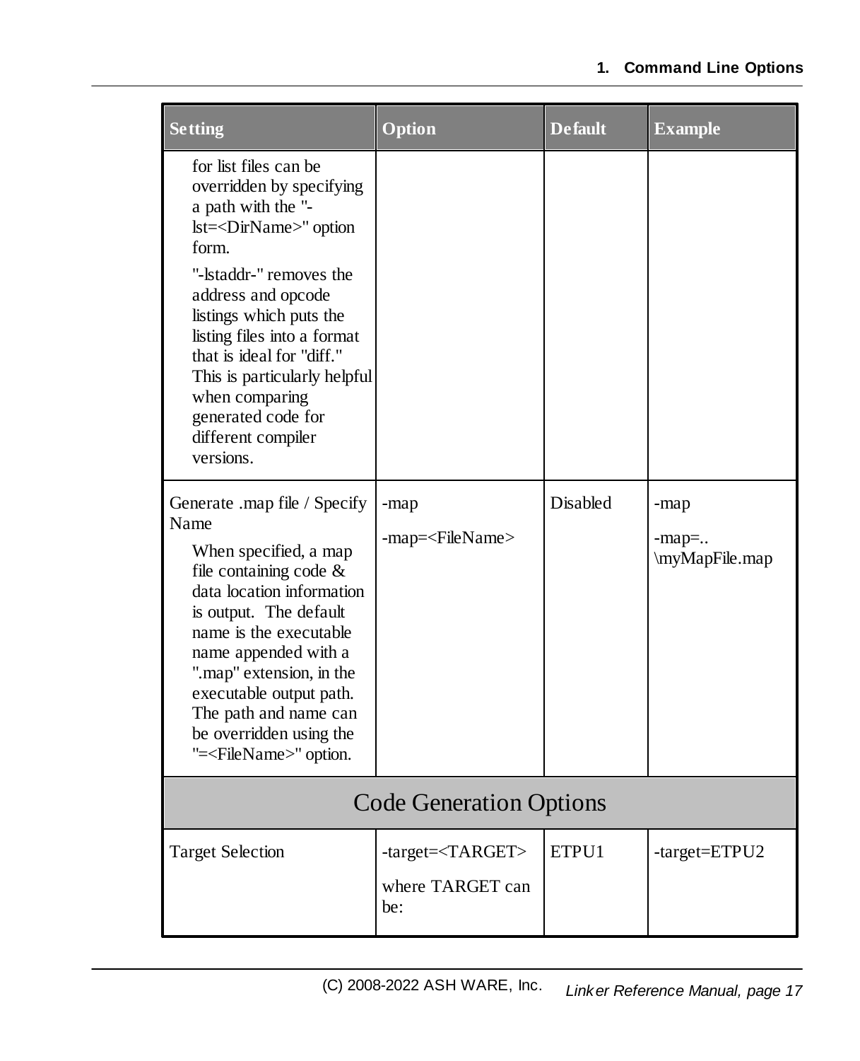| Setting | Option | Default | Example |
|---|---|---|---|
| for list files can be overridden by specifying a path with the "-lst=<DirName>" option form.<br><br>"-lstaddr-" removes the address and opcode listings which puts the listing files into a format that is ideal for "diff." This is particularly helpful when comparing generated code for different compiler versions. | | | |
| Generate .map file / Specify Name<br><br>When specified, a map file containing code & data location information is output. The default name is the executable name appended with a ".map" extension, in the executable output path. The path and name can be overridden using the "=<FileName>" option. | -map<br><br>-map=<FileName> | Disabled | -map<br><br>-map=..\myMapFile.map |
| **Code Generation Options** | | | |
| Target Selection | -target=<TARGET><br><br>where TARGET can be: | ETPU1 | -target=ETPU2 |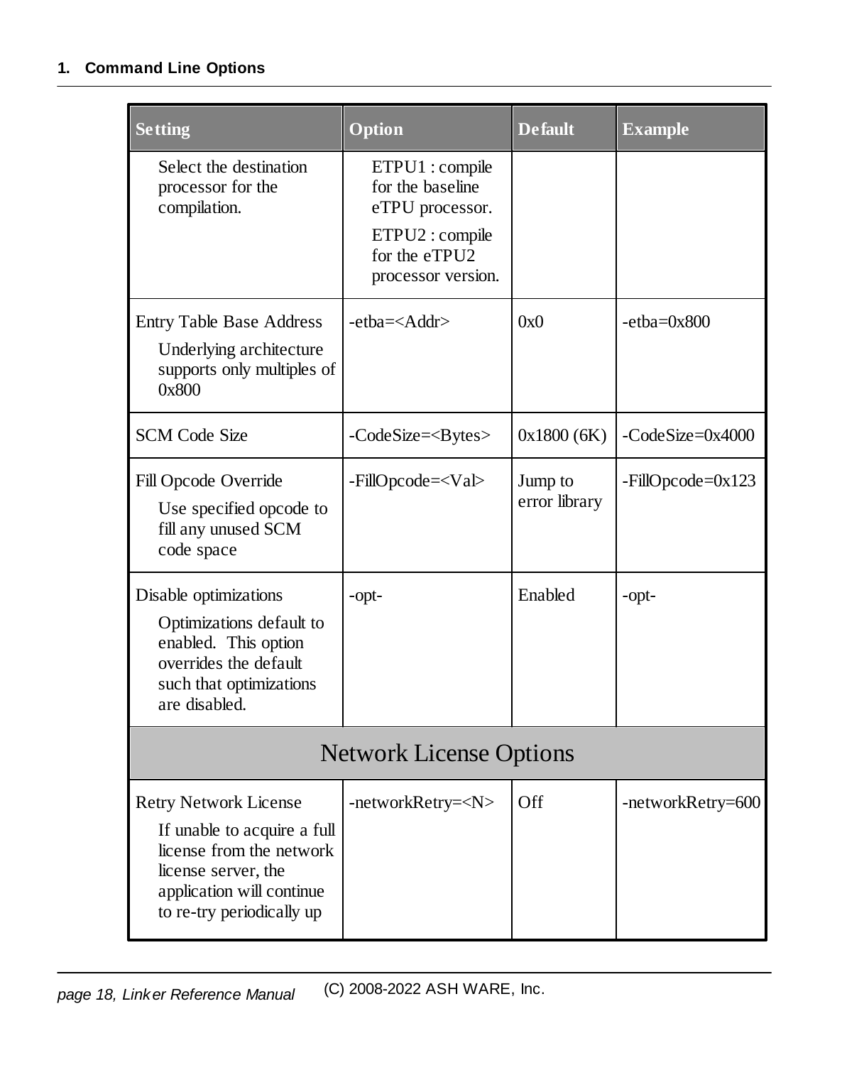| Setting | Option | Default | Example |
|---|---|---|---|
| Select the destination processor for the compilation. | ETPU1 : compile for the baseline eTPU processor. ETPU2 : compile for the eTPU2 processor version. | | |
| Entry Table Base Address Underlying architecture supports only multiples of 0x800 | -etba=<Addr> | 0x0 | -etba=0x800 |
| SCM Code Size | -CodeSize=<Bytes> | 0x1800 (6K) | -CodeSize=0x4000 |
| Fill Opcode Override Use specified opcode to fill any unused SCM code space | -FillOpcode=<Val> | Jump to error library | -FillOpcode=0x123 |
| Disable optimizations Optimizations default to enabled. This option overrides the default such that optimizations are disabled. | -opt- | Enabled | -opt- |
| **Network License Options** | | | |
| Retry Network License If unable to acquire a full license from the network license server, the application will continue to re-try periodically up | -networkRetry=<N> | Off | -networkRetry=600 |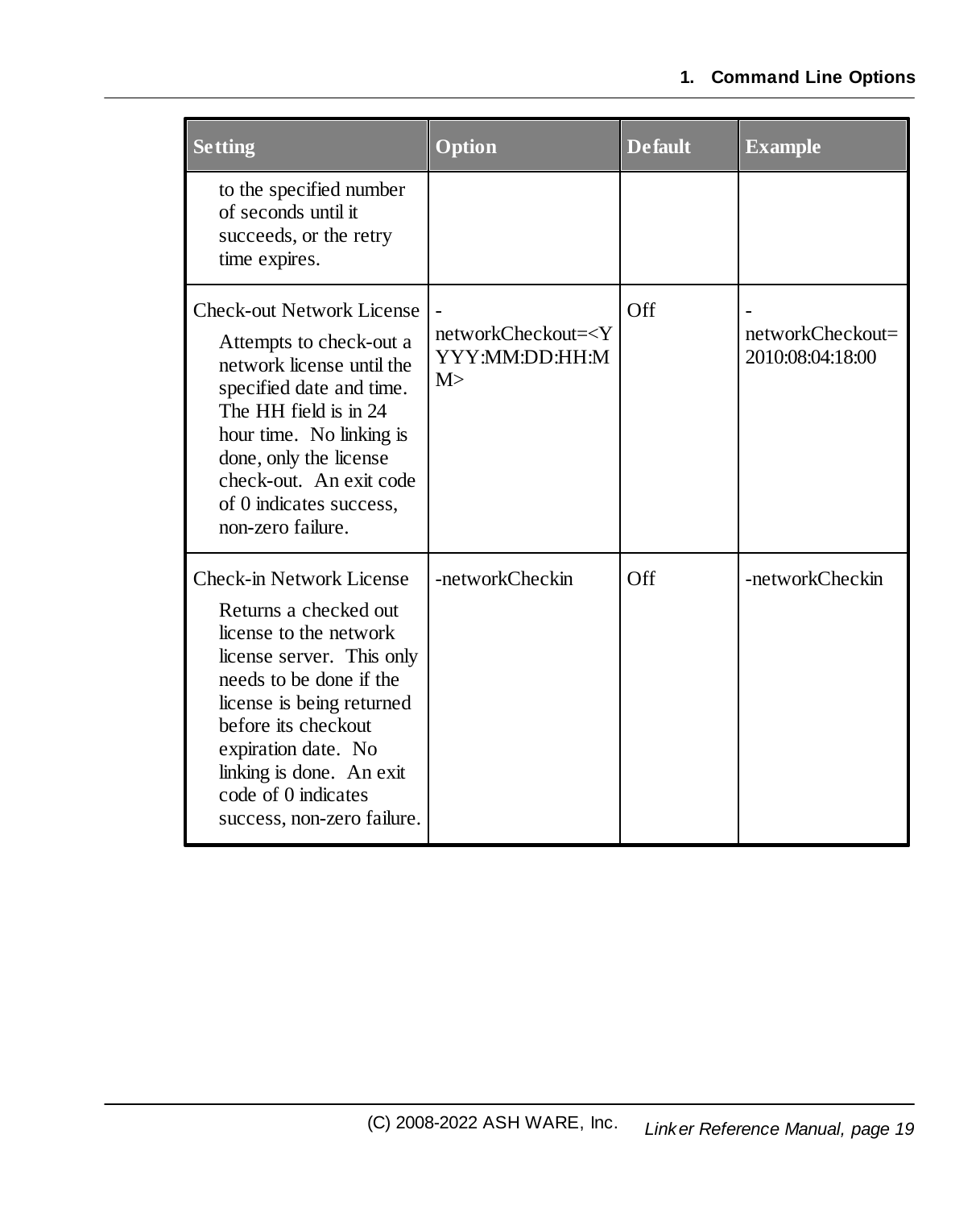| Setting | Option | Default | Example |
|---|---|---|---|
| to the specified number of seconds until it succeeds, or the retry time expires. | | | |
| Check-out Network License<br>Attempts to check-out a network license until the specified date and time. The HH field is in 24 hour time. No linking is done, only the license check-out. An exit code of 0 indicates success, non-zero failure. | -networkCheckout=<YYYY:MM:DD:HH:MM> | Off | -networkCheckout=2010:08:04:18:00 |
| Check-in Network License<br>Returns a checked out license to the network license server. This only needs to be done if the license is being returned before its checkout expiration date. No linking is done. An exit code of 0 indicates success, non-zero failure. | -networkCheckin | Off | -networkCheckin |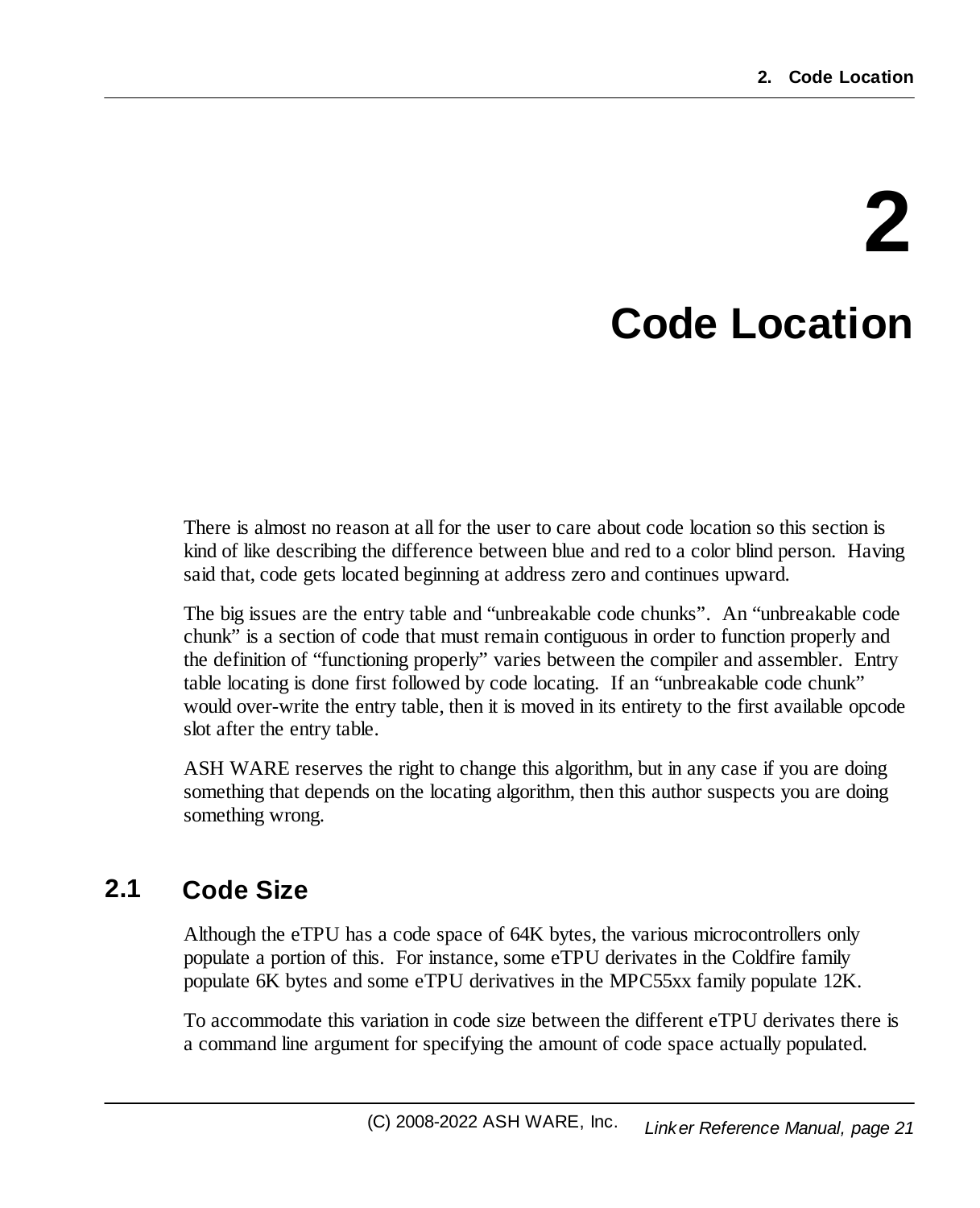# 2 Code Location

There is almost no reason at all for the user to care about code location so this section is kind of like describing the difference between blue and red to a color blind person. Having said that, code gets located beginning at address zero and continues upward.

The big issues are the entry table and "unbreakable code chunks". An "unbreakable code chunk" is a section of code that must remain contiguous in order to function properly and the definition of "functioning properly" varies between the compiler and assembler. Entry table locating is done first followed by code locating. If an "unbreakable code chunk" would over-write the entry table, then it is moved in its entirety to the first available opcode slot after the entry table.

ASH WARE reserves the right to change this algorithm, but in any case if you are doing something that depends on the locating algorithm, then this author suspects you are doing something wrong.

## 2.1 Code Size

Although the eTPU has a code space of 64K bytes, the various microcontrollers only populate a portion of this. For instance, some eTPU derivates in the Coldfire family populate 6K bytes and some eTPU derivatives in the MPC55xx family populate 12K.

To accommodate this variation in code size between the different eTPU derivates there is a command line argument for specifying the amount of code space actually populated.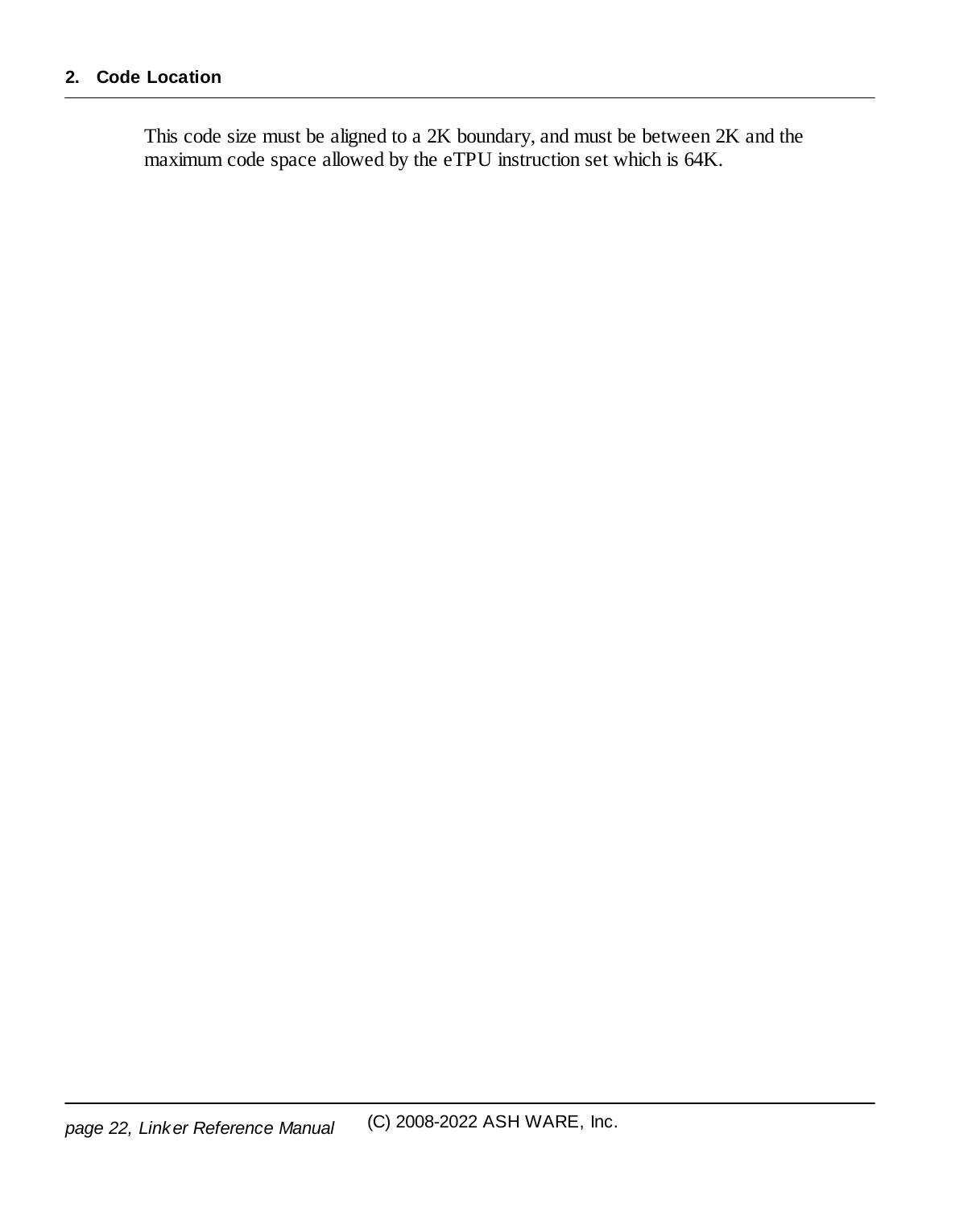This code size must be aligned to a 2K boundary, and must be between 2K and the maximum code space allowed by the eTPU instruction set which is 64K.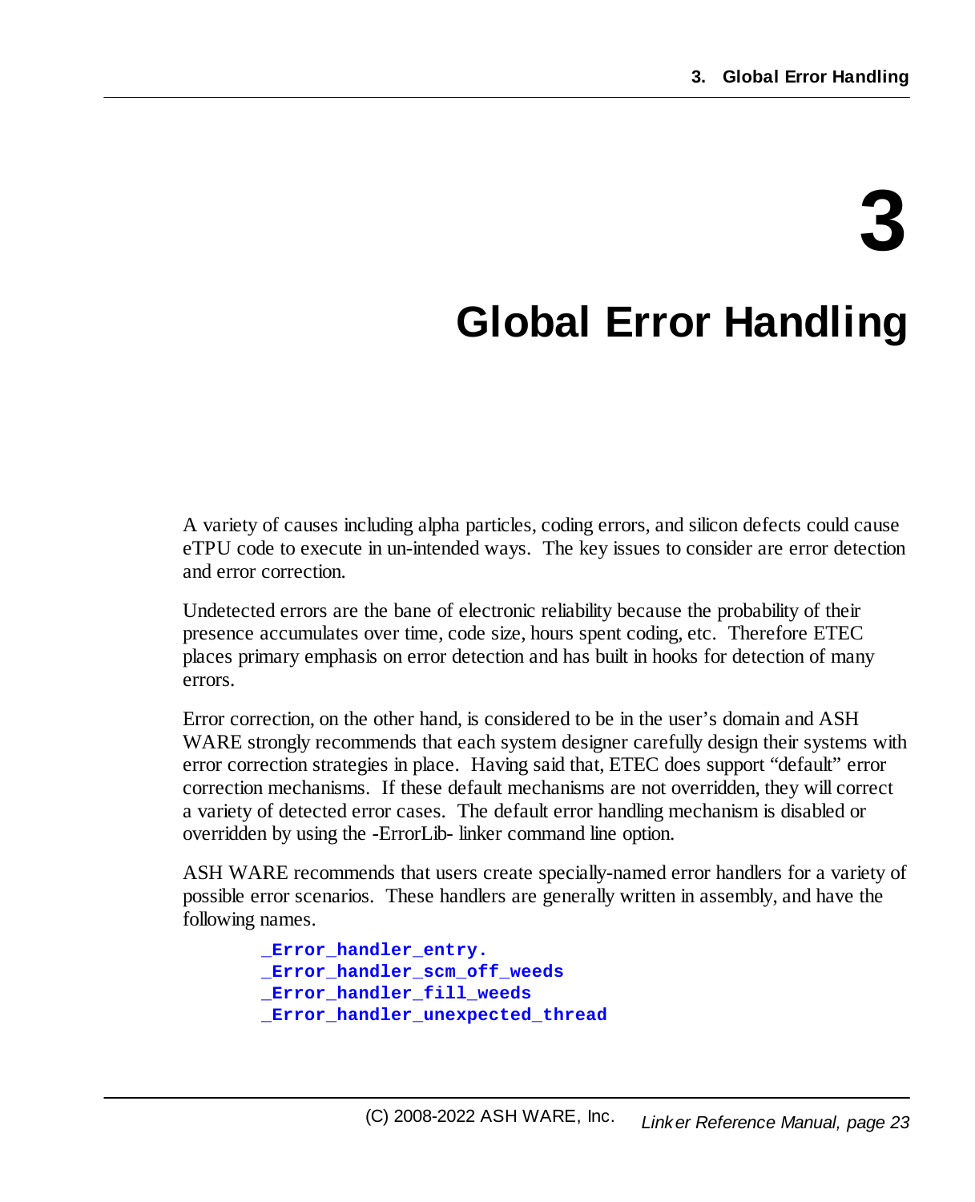# 3 Global Error Handling

A variety of causes including alpha particles, coding errors, and silicon defects could cause eTPU code to execute in un-intended ways. The key issues to consider are error detection and error correction.

Undetected errors are the bane of electronic reliability because the probability of their presence accumulates over time, code size, hours spent coding, etc. Therefore ETEC places primary emphasis on error detection and has built in hooks for detection of many errors.

Error correction, on the other hand, is considered to be in the user's domain and ASH WARE strongly recommends that each system designer carefully design their systems with error correction strategies in place. Having said that, ETEC does support "default" error correction mechanisms. If these default mechanisms are not overridden, they will correct a variety of detected error cases. The default error handling mechanism is disabled or overridden by using the -ErrorLib- linker command line option.

ASH WARE recommends that users create specially-named error handlers for a variety of possible error scenarios. These handlers are generally written in assembly, and have the following names.

```
_Error_handler_entry.
_Error_handler_scm_off_weeds
_Error_handler_fill_weeds
_Error_handler_unexpected_thread
```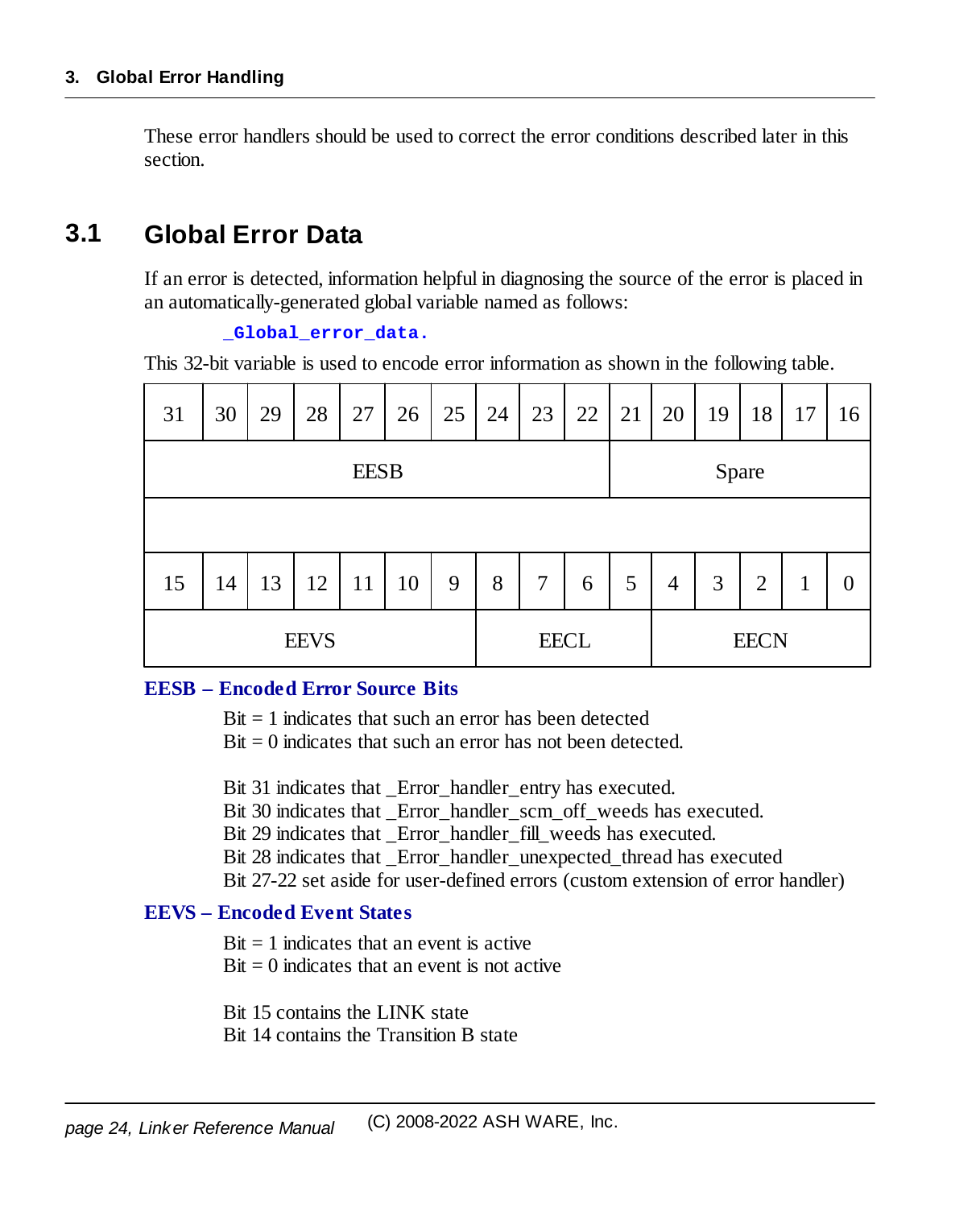These error handlers should be used to correct the error conditions described later in this section.

## 3.1 Global Error Data

If an error is detected, information helpful in diagnosing the source of the error is placed in an automatically-generated global variable named as follows:

`_Global_error_data.`

This 32-bit variable is used to encode error information as shown in the following table.

| 31 | 30 | 29 | 28 | 27 | 26 | 25 | 24 | 23 | 22 | 21 | 20 | 19 | 18 | 17 | 16 |
|---|---|---|---|---|---|---|---|---|---|---|---|---|---|---|---|
| EESB | | | | | | | | | | Spare | | | | | |
| | | | | | | | | | | | | | | | |
| 15 | 14 | 13 | 12 | 11 | 10 | 9 | 8 | 7 | 6 | 5 | 4 | 3 | 2 | 1 | 0 |
| EEVS | | | | | | | EECL | | | | EECN | | | | |

**EESB – Encoded Error Source Bits**

Bit = 1 indicates that such an error has been detected
Bit = 0 indicates that such an error has not been detected.

Bit 31 indicates that _Error_handler_entry has executed.
Bit 30 indicates that _Error_handler_scm_off_weeds has executed.
Bit 29 indicates that _Error_handler_fill_weeds has executed.
Bit 28 indicates that _Error_handler_unexpected_thread has executed
Bit 27-22 set aside for user-defined errors (custom extension of error handler)

**EEVS – Encoded Event States**

Bit = 1 indicates that an event is active
Bit = 0 indicates that an event is not active

Bit 15 contains the LINK state
Bit 14 contains the Transition B state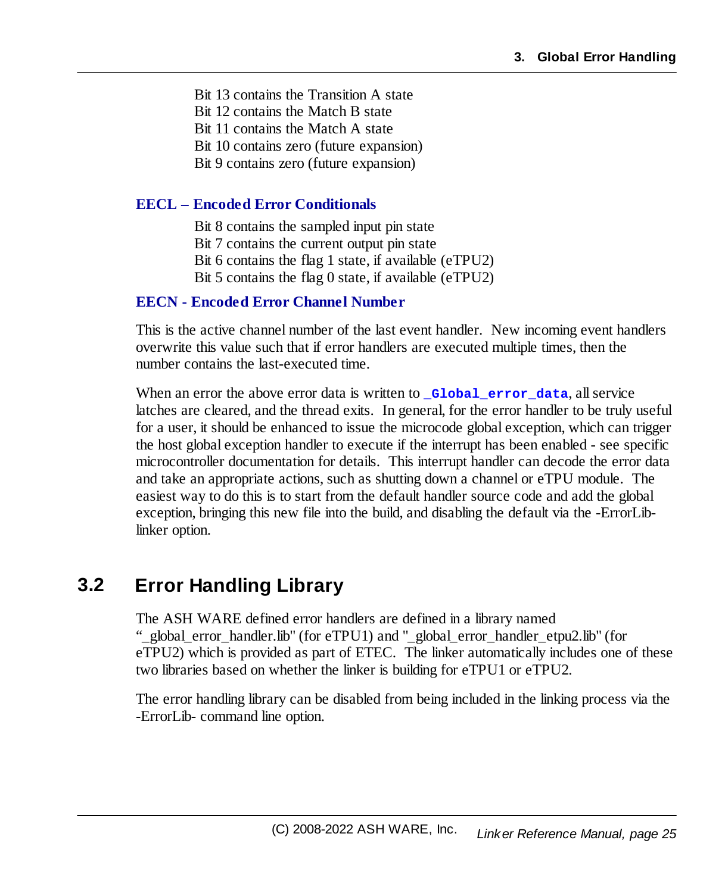Bit 13 contains the Transition A state  
Bit 12 contains the Match B state  
Bit 11 contains the Match A state  
Bit 10 contains zero (future expansion)  
Bit 9 contains zero (future expansion)

**EECL – Encoded Error Conditionals**

Bit 8 contains the sampled input pin state  
Bit 7 contains the current output pin state  
Bit 6 contains the flag 1 state, if available (eTPU2)  
Bit 5 contains the flag 0 state, if available (eTPU2)

**EECN - Encoded Error Channel Number**

This is the active channel number of the last event handler. New incoming event handlers overwrite this value such that if error handlers are executed multiple times, then the number contains the last-executed time.

When an error the above error data is written to `_Global_error_data`, all service latches are cleared, and the thread exits. In general, for the error handler to be truly useful for a user, it should be enhanced to issue the microcode global exception, which can trigger the host global exception handler to execute if the interrupt has been enabled - see specific microcontroller documentation for details. This interrupt handler can decode the error data and take an appropriate actions, such as shutting down a channel or eTPU module. The easiest way to do this is to start from the default handler source code and add the global exception, bringing this new file into the build, and disabling the default via the -ErrorLib- linker option.

## 3.2 Error Handling Library

The ASH WARE defined error handlers are defined in a library named "_global_error_handler.lib" (for eTPU1) and "_global_error_handler_etpu2.lib" (for eTPU2) which is provided as part of ETEC. The linker automatically includes one of these two libraries based on whether the linker is building for eTPU1 or eTPU2.

The error handling library can be disabled from being included in the linking process via the -ErrorLib- command line option.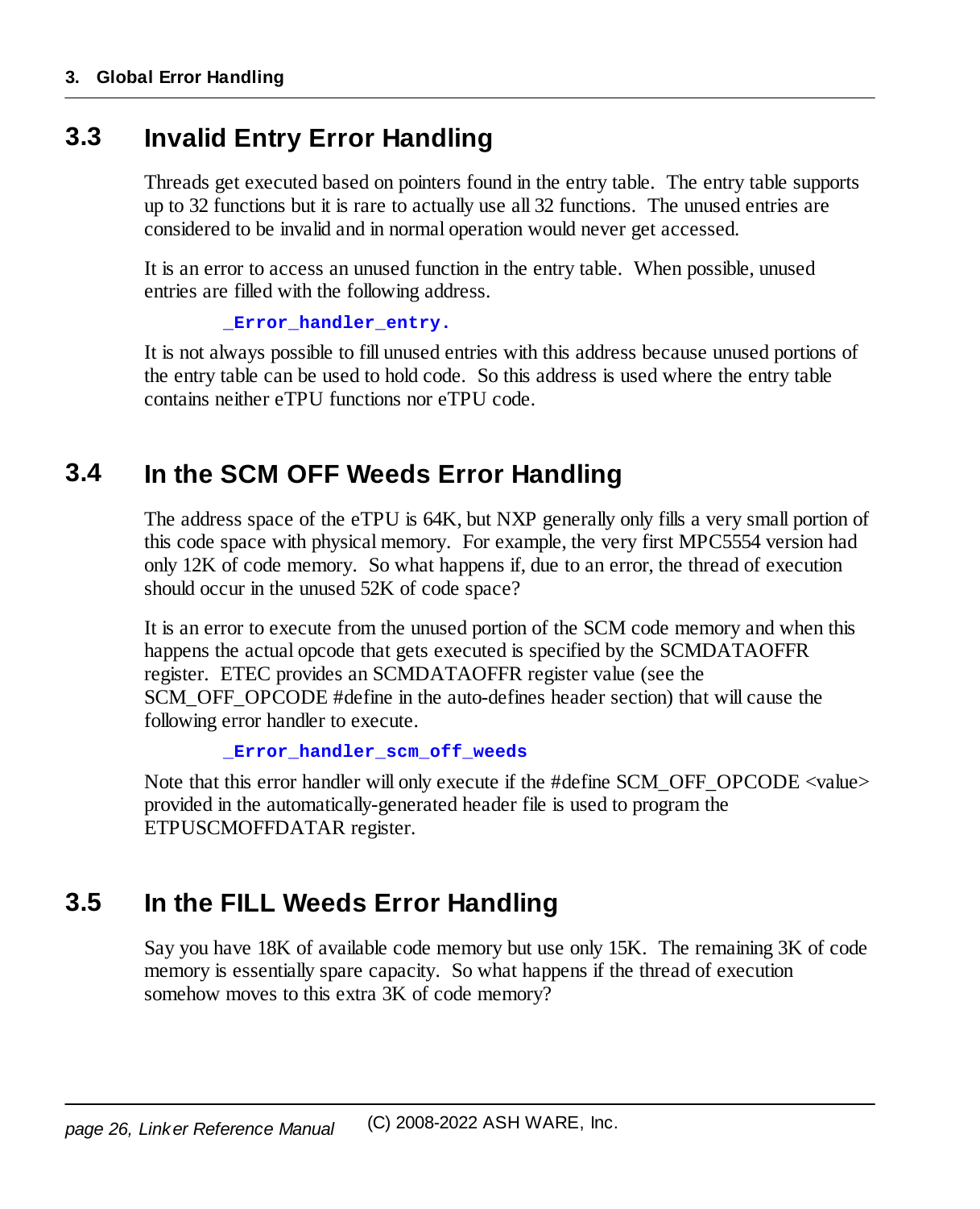## 3.3 Invalid Entry Error Handling

Threads get executed based on pointers found in the entry table. The entry table supports up to 32 functions but it is rare to actually use all 32 functions. The unused entries are considered to be invalid and in normal operation would never get accessed.

It is an error to access an unused function in the entry table. When possible, unused entries are filled with the following address.

```
_Error_handler_entry.
```

It is not always possible to fill unused entries with this address because unused portions of the entry table can be used to hold code. So this address is used where the entry table contains neither eTPU functions nor eTPU code.

## 3.4 In the SCM OFF Weeds Error Handling

The address space of the eTPU is 64K, but NXP generally only fills a very small portion of this code space with physical memory. For example, the very first MPC5554 version had only 12K of code memory. So what happens if, due to an error, the thread of execution should occur in the unused 52K of code space?

It is an error to execute from the unused portion of the SCM code memory and when this happens the actual opcode that gets executed is specified by the SCMDATAOFFR register. ETEC provides an SCMDATAOFFR register value (see the SCM_OFF_OPCODE #define in the auto-defines header section) that will cause the following error handler to execute.

```
_Error_handler_scm_off_weeds
```

Note that this error handler will only execute if the #define SCM_OFF_OPCODE <value> provided in the automatically-generated header file is used to program the ETPUSCMOFFDATAR register.

## 3.5 In the FILL Weeds Error Handling

Say you have 18K of available code memory but use only 15K. The remaining 3K of code memory is essentially spare capacity. So what happens if the thread of execution somehow moves to this extra 3K of code memory?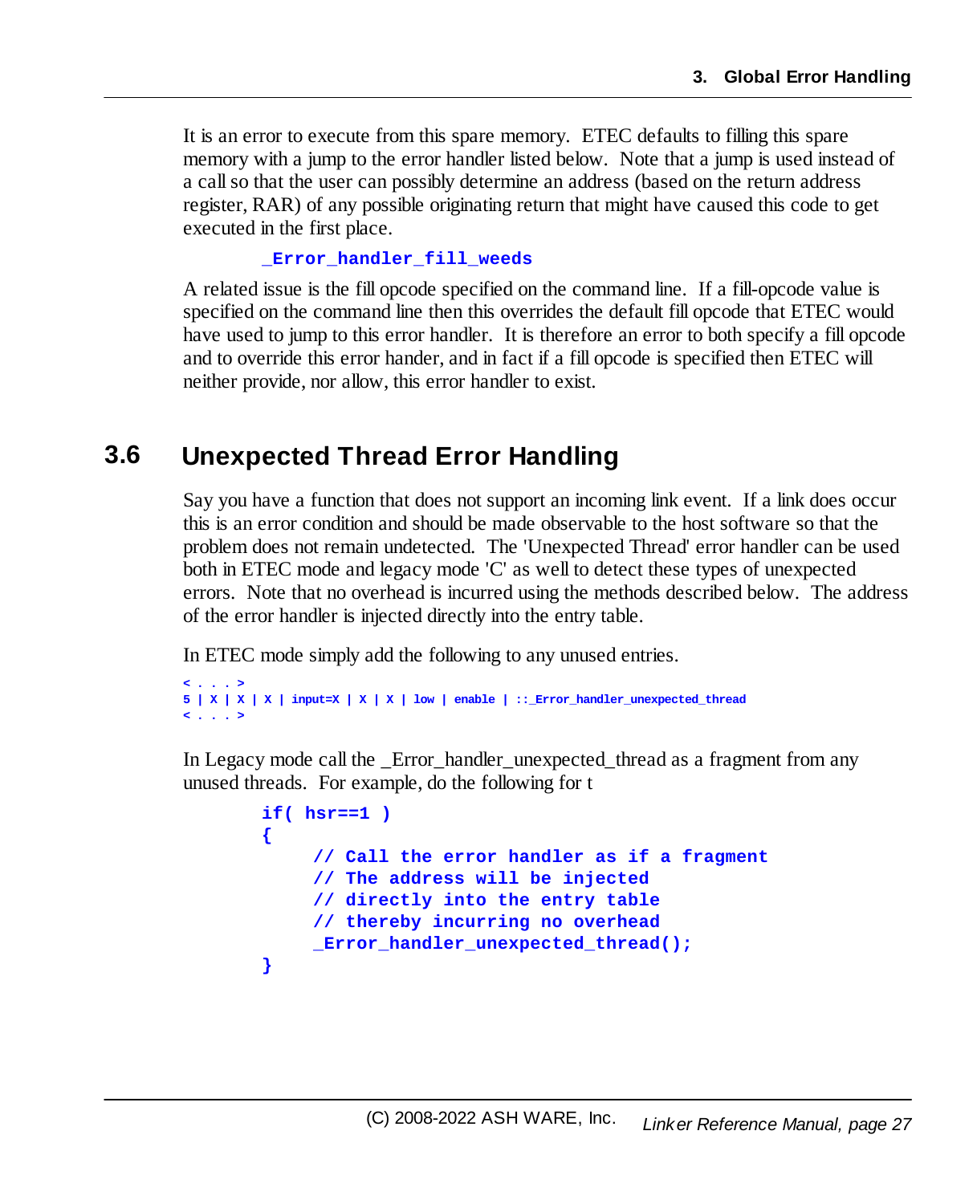It is an error to execute from this spare memory. ETEC defaults to filling this spare memory with a jump to the error handler listed below. Note that a jump is used instead of a call so that the user can possibly determine an address (based on the return address register, RAR) of any possible originating return that might have caused this code to get executed in the first place.

```
_Error_handler_fill_weeds
```

A related issue is the fill opcode specified on the command line. If a fill-opcode value is specified on the command line then this overrides the default fill opcode that ETEC would have used to jump to this error handler. It is therefore an error to both specify a fill opcode and to override this error hander, and in fact if a fill opcode is specified then ETEC will neither provide, nor allow, this error handler to exist.

## 3.6 Unexpected Thread Error Handling

Say you have a function that does not support an incoming link event. If a link does occur this is an error condition and should be made observable to the host software so that the problem does not remain undetected. The 'Unexpected Thread' error handler can be used both in ETEC mode and legacy mode 'C' as well to detect these types of unexpected errors. Note that no overhead is incurred using the methods described below. The address of the error handler is injected directly into the entry table.

In ETEC mode simply add the following to any unused entries.

```
< . . . >
5 | X | X | X | input=X | X | X | low | enable | ::_Error_handler_unexpected_thread
< . . . >
```

In Legacy mode call the _Error_handler_unexpected_thread as a fragment from any unused threads. For example, do the following for t

```
if( hsr==1 )
{
     // Call the error handler as if a fragment
     // The address will be injected
     // directly into the entry table
     // thereby incurring no overhead
     _Error_handler_unexpected_thread();
}
```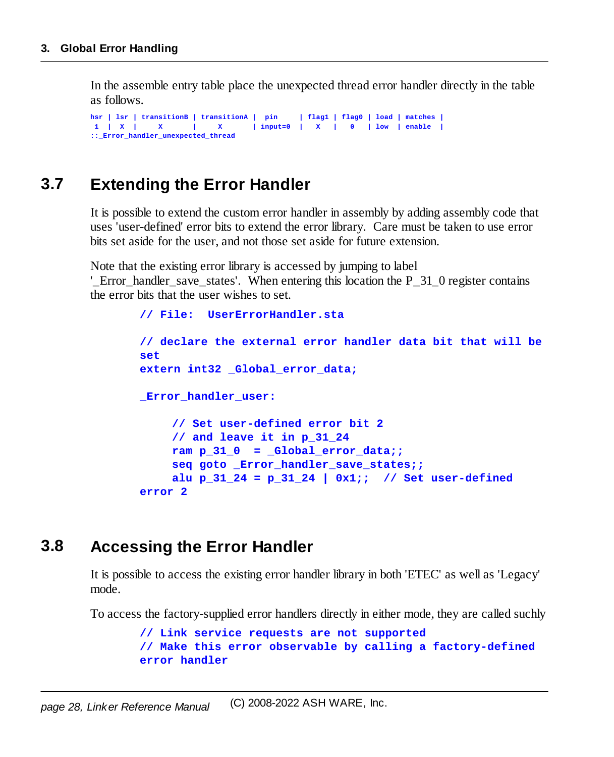In the assemble entry table place the unexpected thread error handler directly in the table as follows.

```
hsr | lsr | transitionB | transitionA |  pin     | flag1 | flag0 | load | matches |
 1  |  X  |      X      |      X      | input=0  |   X   |   0   | low  | enable  |
::_Error_handler_unexpected_thread
```

## 3.7 Extending the Error Handler

It is possible to extend the custom error handler in assembly by adding assembly code that uses 'user-defined' error bits to extend the error library. Care must be taken to use error bits set aside for the user, and not those set aside for future extension.

Note that the existing error library is accessed by jumping to label '_Error_handler_save_states'. When entering this location the P_31_0 register contains the error bits that the user wishes to set.

```
// File:  UserErrorHandler.sta

// declare the external error handler data bit that will be
set
extern int32 _Global_error_data;

_Error_handler_user:

     // Set user-defined error bit 2
     // and leave it in p_31_24
     ram p_31_0  = _Global_error_data;;
     seq goto _Error_handler_save_states;;
     alu p_31_24 = p_31_24 | 0x1;;  // Set user-defined
error 2
```

## 3.8 Accessing the Error Handler

It is possible to access the existing error handler library in both 'ETEC' as well as 'Legacy' mode.

To access the factory-supplied error handlers directly in either mode, they are called suchly

```
// Link service requests are not supported
// Make this error observable by calling a factory-defined
error handler
```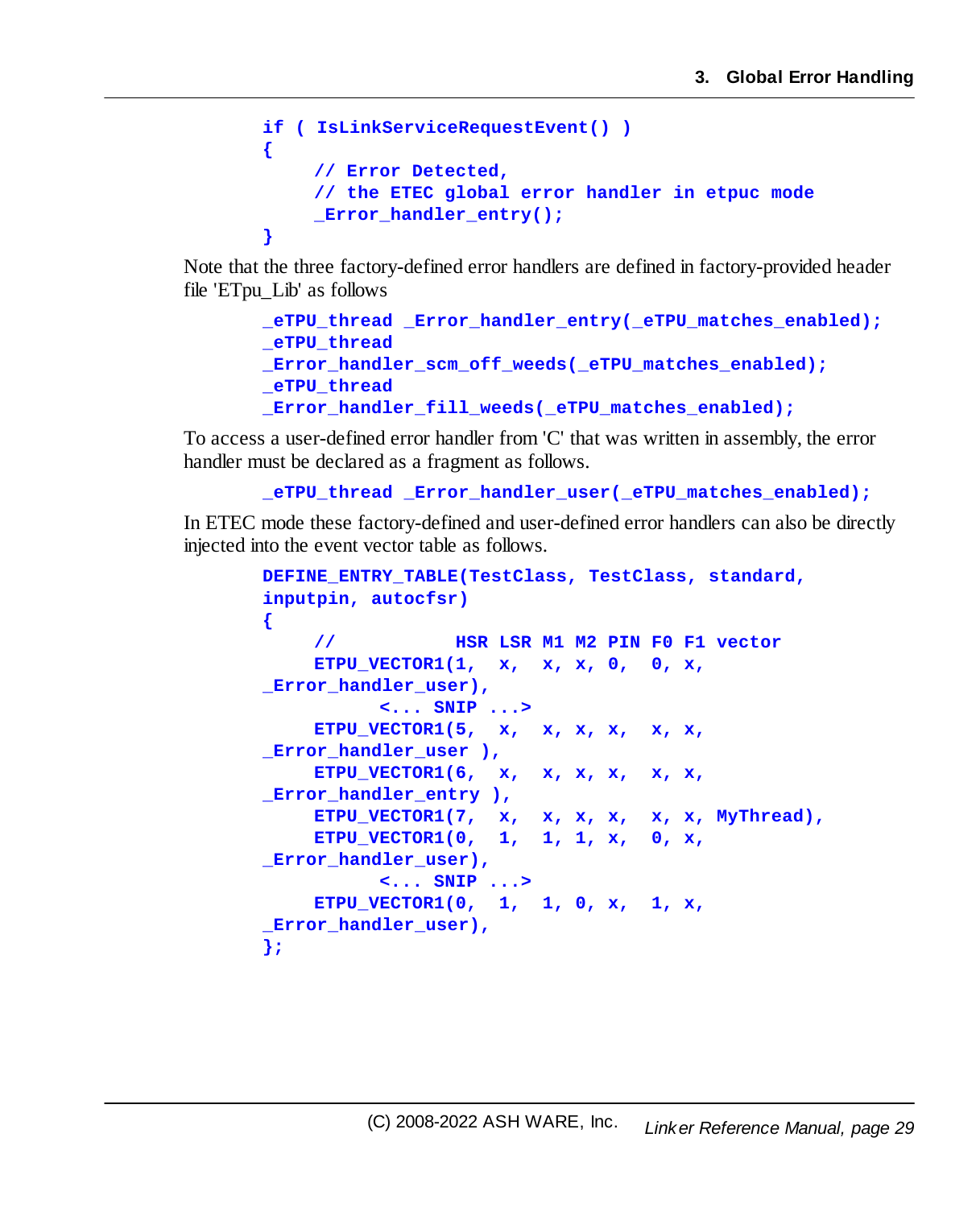```
if ( IsLinkServiceRequestEvent() )
{
     // Error Detected,
     // the ETEC global error handler in etpuc mode
     _Error_handler_entry();
}
```

Note that the three factory-defined error handlers are defined in factory-provided header file 'ETpu_Lib' as follows

```
_eTPU_thread _Error_handler_entry(_eTPU_matches_enabled);
_eTPU_thread
_Error_handler_scm_off_weeds(_eTPU_matches_enabled);
_eTPU_thread
_Error_handler_fill_weeds(_eTPU_matches_enabled);
```

To access a user-defined error handler from 'C' that was written in assembly, the error handler must be declared as a fragment as follows.

```
_eTPU_thread _Error_handler_user(_eTPU_matches_enabled);
```

In ETEC mode these factory-defined and user-defined error handlers can also be directly injected into the event vector table as follows.

```
DEFINE_ENTRY_TABLE(TestClass, TestClass, standard,
inputpin, autocfsr)
{
     //           HSR LSR M1 M2 PIN F0 F1 vector
     ETPU_VECTOR1(1,  x,  x, x, 0,  0, x,
_Error_handler_user),
           <... SNIP ...>
     ETPU_VECTOR1(5,  x,  x, x, x,  x, x,
_Error_handler_user ),
     ETPU_VECTOR1(6,  x,  x, x, x,  x, x,
_Error_handler_entry ),
     ETPU_VECTOR1(7,  x,  x, x, x,  x, x, MyThread),
     ETPU_VECTOR1(0,  1,  1, 1, x,  0, x,
_Error_handler_user),
           <... SNIP ...>
     ETPU_VECTOR1(0,  1,  1, 0, x,  1, x,
_Error_handler_user),
};
```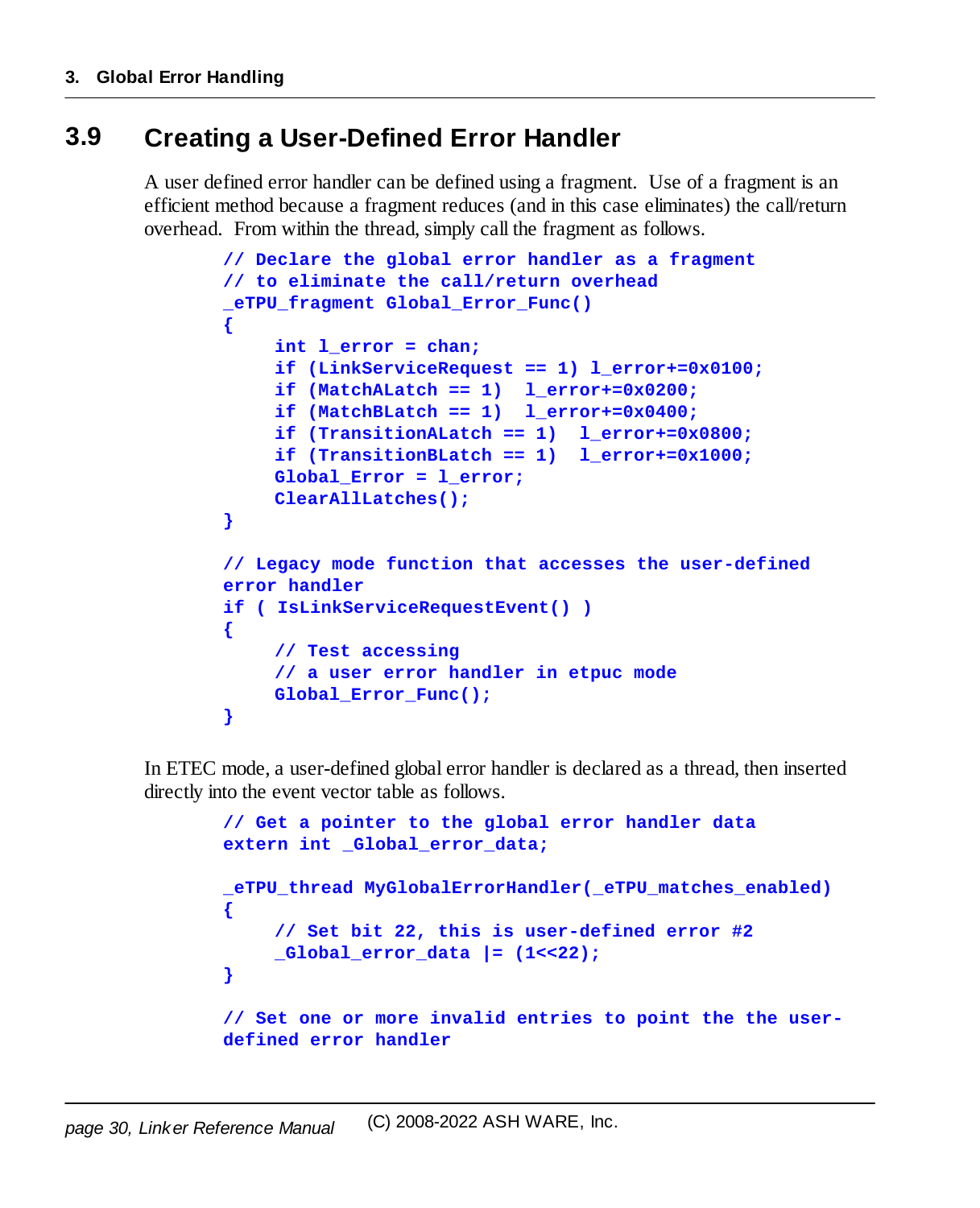## 3.9 Creating a User-Defined Error Handler

A user defined error handler can be defined using a fragment. Use of a fragment is an efficient method because a fragment reduces (and in this case eliminates) the call/return overhead. From within the thread, simply call the fragment as follows.

```
// Declare the global error handler as a fragment
// to eliminate the call/return overhead
_eTPU_fragment Global_Error_Func()
{
     int l_error = chan;
     if (LinkServiceRequest == 1) l_error+=0x0100;
     if (MatchALatch == 1)  l_error+=0x0200;
     if (MatchBLatch == 1)  l_error+=0x0400;
     if (TransitionALatch == 1)  l_error+=0x0800;
     if (TransitionBLatch == 1)  l_error+=0x1000;
     Global_Error = l_error;
     ClearAllLatches();
}

// Legacy mode function that accesses the user-defined
error handler
if ( IsLinkServiceRequestEvent() )
{
     // Test accessing
     // a user error handler in etpuc mode
     Global_Error_Func();
}
```

In ETEC mode, a user-defined global error handler is declared as a thread, then inserted directly into the event vector table as follows.

```
// Get a pointer to the global error handler data
extern int _Global_error_data;

_eTPU_thread MyGlobalErrorHandler(_eTPU_matches_enabled)
{
     // Set bit 22, this is user-defined error #2
     _Global_error_data |= (1<<22);
}

// Set one or more invalid entries to point the the user-
defined error handler
```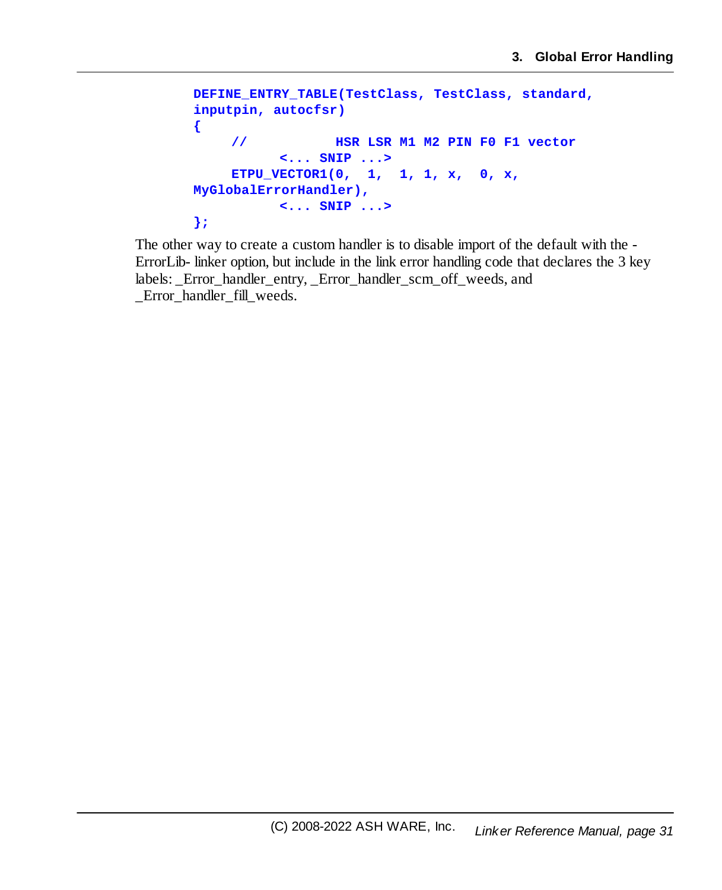```
DEFINE_ENTRY_TABLE(TestClass, TestClass, standard,
inputpin, autocfsr)
{
    //          HSR LSR M1 M2 PIN F0 F1 vector
          <... SNIP ...>
    ETPU_VECTOR1(0,  1,  1, 1, x,  0, x,
MyGlobalErrorHandler),
          <... SNIP ...>
};
```

The other way to create a custom handler is to disable import of the default with the -ErrorLib- linker option, but include in the link error handling code that declares the 3 key labels: _Error_handler_entry, _Error_handler_scm_off_weeds, and _Error_handler_fill_weeds.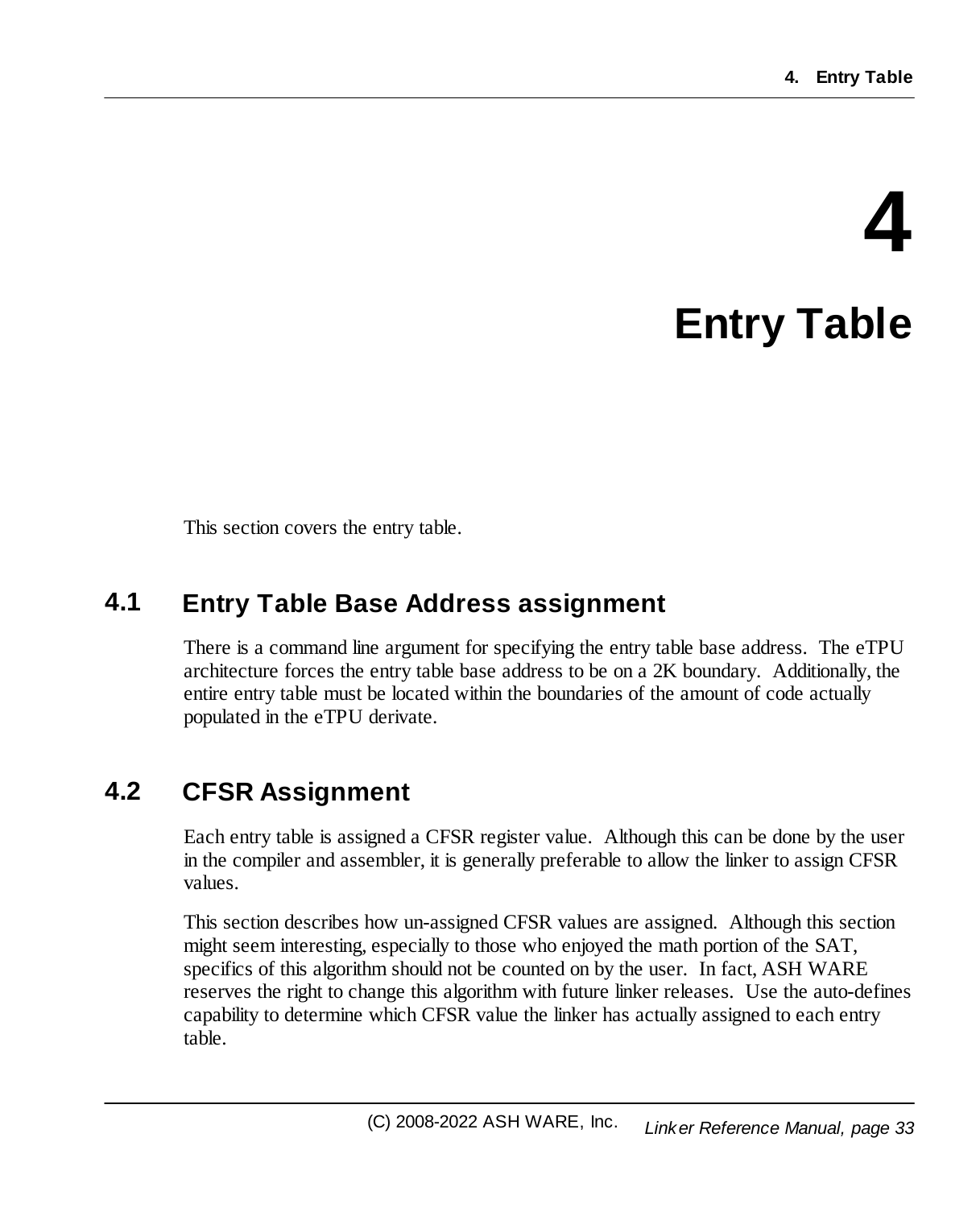# 4 Entry Table

This section covers the entry table.

## 4.1 Entry Table Base Address assignment

There is a command line argument for specifying the entry table base address. The eTPU architecture forces the entry table base address to be on a 2K boundary. Additionally, the entire entry table must be located within the boundaries of the amount of code actually populated in the eTPU derivate.

## 4.2 CFSR Assignment

Each entry table is assigned a CFSR register value. Although this can be done by the user in the compiler and assembler, it is generally preferable to allow the linker to assign CFSR values.

This section describes how un-assigned CFSR values are assigned. Although this section might seem interesting, especially to those who enjoyed the math portion of the SAT, specifics of this algorithm should not be counted on by the user. In fact, ASH WARE reserves the right to change this algorithm with future linker releases. Use the auto-defines capability to determine which CFSR value the linker has actually assigned to each entry table.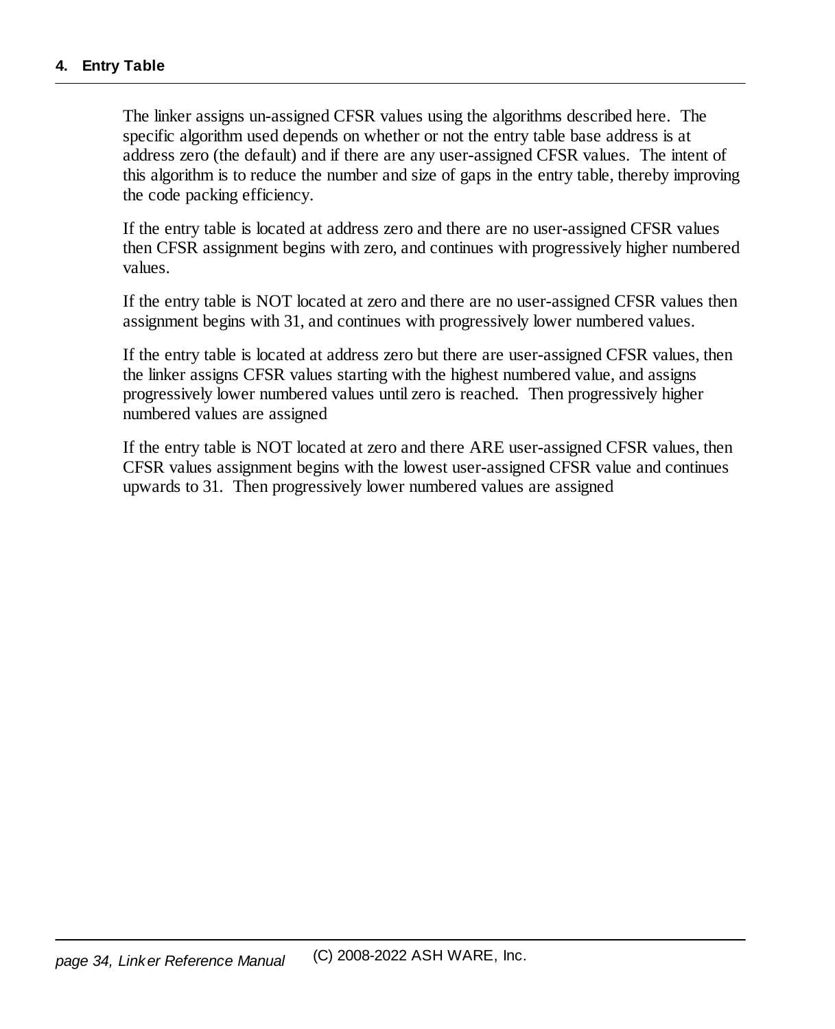The linker assigns un-assigned CFSR values using the algorithms described here. The specific algorithm used depends on whether or not the entry table base address is at address zero (the default) and if there are any user-assigned CFSR values. The intent of this algorithm is to reduce the number and size of gaps in the entry table, thereby improving the code packing efficiency.

If the entry table is located at address zero and there are no user-assigned CFSR values then CFSR assignment begins with zero, and continues with progressively higher numbered values.

If the entry table is NOT located at zero and there are no user-assigned CFSR values then assignment begins with 31, and continues with progressively lower numbered values.

If the entry table is located at address zero but there are user-assigned CFSR values, then the linker assigns CFSR values starting with the highest numbered value, and assigns progressively lower numbered values until zero is reached. Then progressively higher numbered values are assigned

If the entry table is NOT located at zero and there ARE user-assigned CFSR values, then CFSR values assignment begins with the lowest user-assigned CFSR value and continues upwards to 31. Then progressively lower numbered values are assigned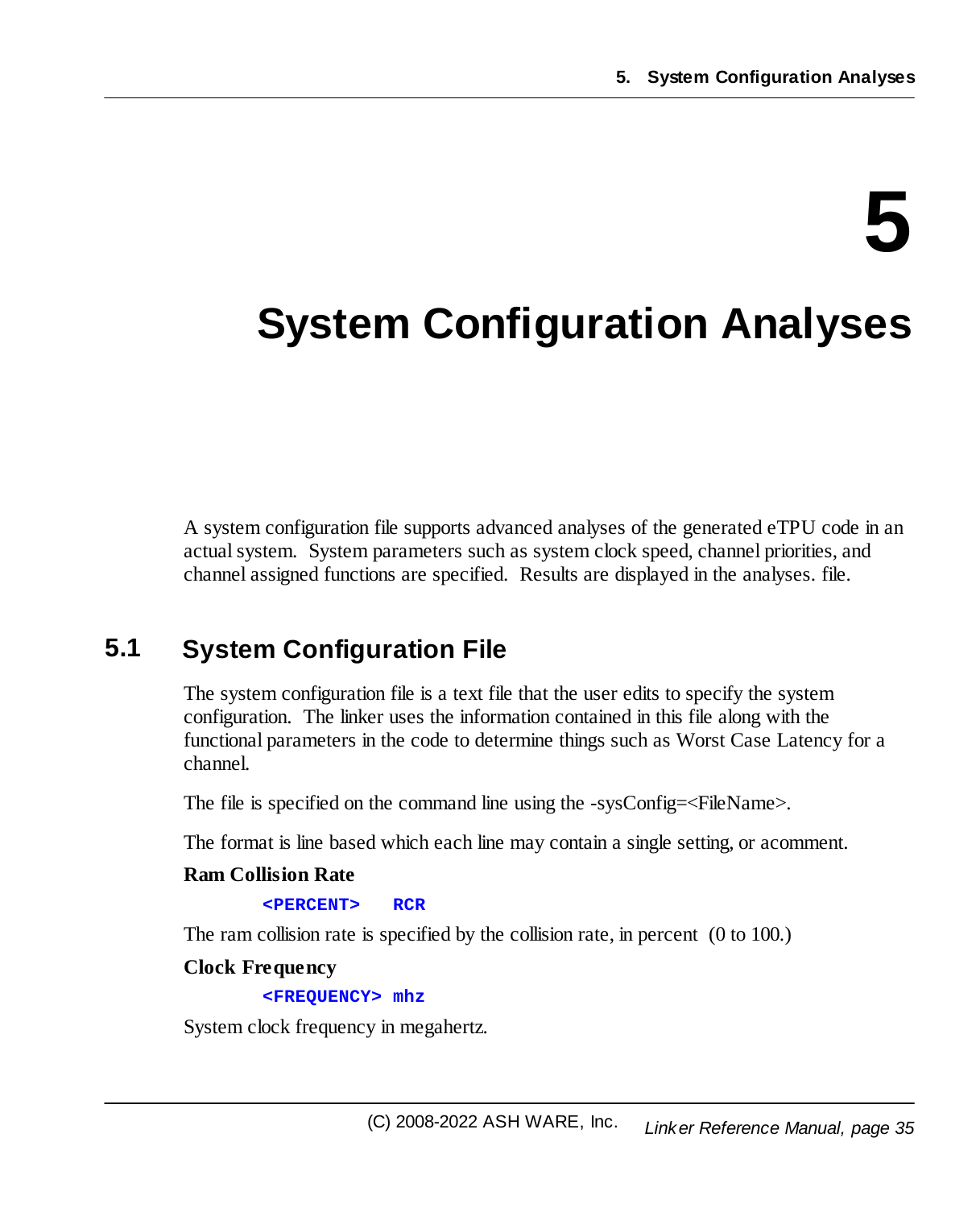// 5

# System Configuration Analyses

A system configuration file supports advanced analyses of the generated eTPU code in an actual system. System parameters such as system clock speed, channel priorities, and channel assigned functions are specified. Results are displayed in the analyses. file.

## 5.1 System Configuration File

The system configuration file is a text file that the user edits to specify the system configuration. The linker uses the information contained in this file along with the functional parameters in the code to determine things such as Worst Case Latency for a channel.

The file is specified on the command line using the -sysConfig=<FileName>.

The format is line based which each line may contain a single setting, or acomment.

**Ram Collision Rate**

```
<PERCENT>   RCR
```

The ram collision rate is specified by the collision rate, in percent (0 to 100.)

**Clock Frequency**

```
<FREQUENCY> mhz
```

System clock frequency in megahertz.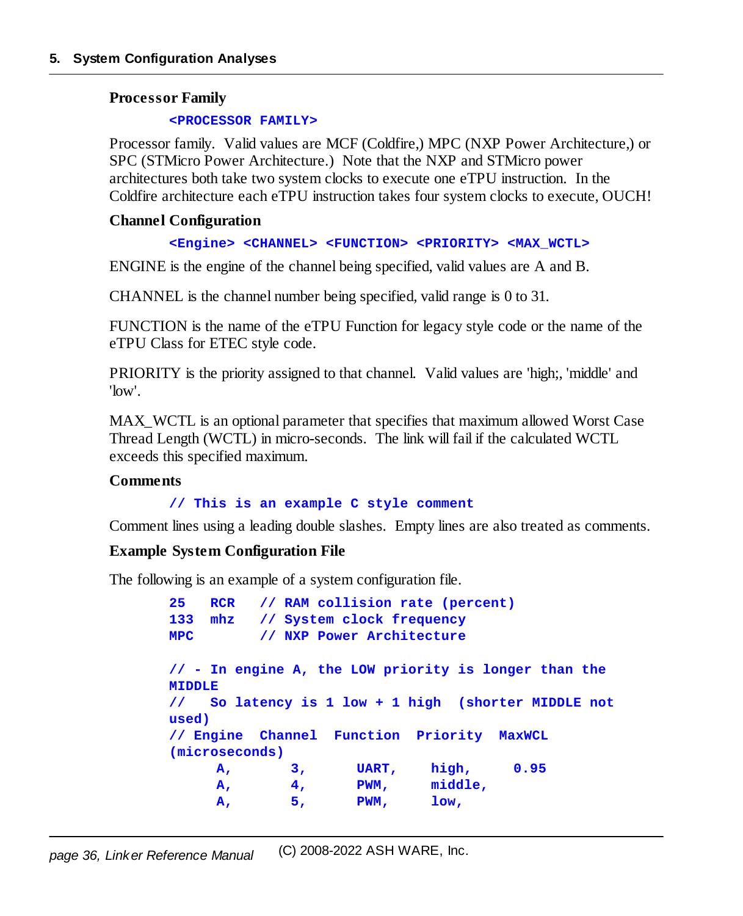### Processor Family

```
<PROCESSOR FAMILY>
```

Processor family. Valid values are MCF (Coldfire,) MPC (NXP Power Architecture,) or SPC (STMicro Power Architecture.) Note that the NXP and STMicro power architectures both take two system clocks to execute one eTPU instruction. In the Coldfire architecture each eTPU instruction takes four system clocks to execute, OUCH!

### Channel Configuration

```
<Engine> <CHANNEL> <FUNCTION> <PRIORITY> <MAX_WCTL>
```

ENGINE is the engine of the channel being specified, valid values are A and B.

CHANNEL is the channel number being specified, valid range is 0 to 31.

FUNCTION is the name of the eTPU Function for legacy style code or the name of the eTPU Class for ETEC style code.

PRIORITY is the priority assigned to that channel. Valid values are 'high;, 'middle' and 'low'.

MAX_WCTL is an optional parameter that specifies that maximum allowed Worst Case Thread Length (WCTL) in micro-seconds. The link will fail if the calculated WCTL exceeds this specified maximum.

### Comments

```
// This is an example C style comment
```

Comment lines using a leading double slashes. Empty lines are also treated as comments.

### Example System Configuration File

The following is an example of a system configuration file.

```
25   RCR   // RAM collision rate (percent)
133  mhz   // System clock frequency
MPC        // NXP Power Architecture

// - In engine A, the LOW priority is longer than the
MIDDLE
//   So latency is 1 low + 1 high  (shorter MIDDLE not
used)
// Engine  Channel  Function  Priority  MaxWCL
(microseconds)
      A,       3,      UART,    high,     0.95
      A,       4,      PWM,     middle,
      A,       5,      PWM,     low,
```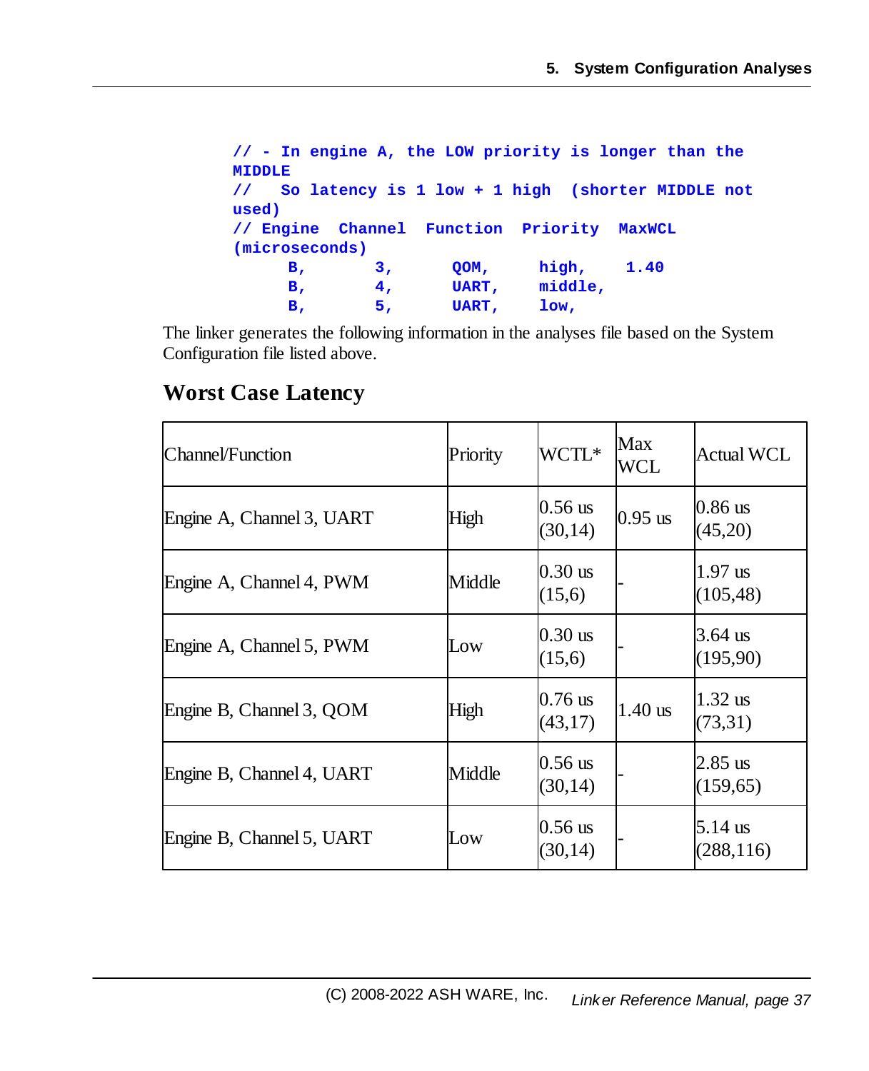```
// - In engine A, the LOW priority is longer than the
MIDDLE
//   So latency is 1 low + 1 high  (shorter MIDDLE not
used)
// Engine  Channel  Function  Priority  MaxWCL
(microseconds)
      B,       3,       QOM,      high,     1.40
      B,       4,       UART,     middle,
      B,       5,       UART,     low,
```

The linker generates the following information in the analyses file based on the System Configuration file listed above.

## Worst Case Latency

| Channel/Function | Priority | WCTL* | Max WCL | Actual WCL |
|---|---|---|---|---|
| Engine A, Channel 3, UART | High | 0.56 us (30,14) | 0.95 us | 0.86 us (45,20) |
| Engine A, Channel 4, PWM | Middle | 0.30 us (15,6) | - | 1.97 us (105,48) |
| Engine A, Channel 5, PWM | Low | 0.30 us (15,6) | - | 3.64 us (195,90) |
| Engine B, Channel 3, QOM | High | 0.76 us (43,17) | 1.40 us | 1.32 us (73,31) |
| Engine B, Channel 4, UART | Middle | 0.56 us (30,14) | - | 2.85 us (159,65) |
| Engine B, Channel 5, UART | Low | 0.56 us (30,14) | - | 5.14 us (288,116) |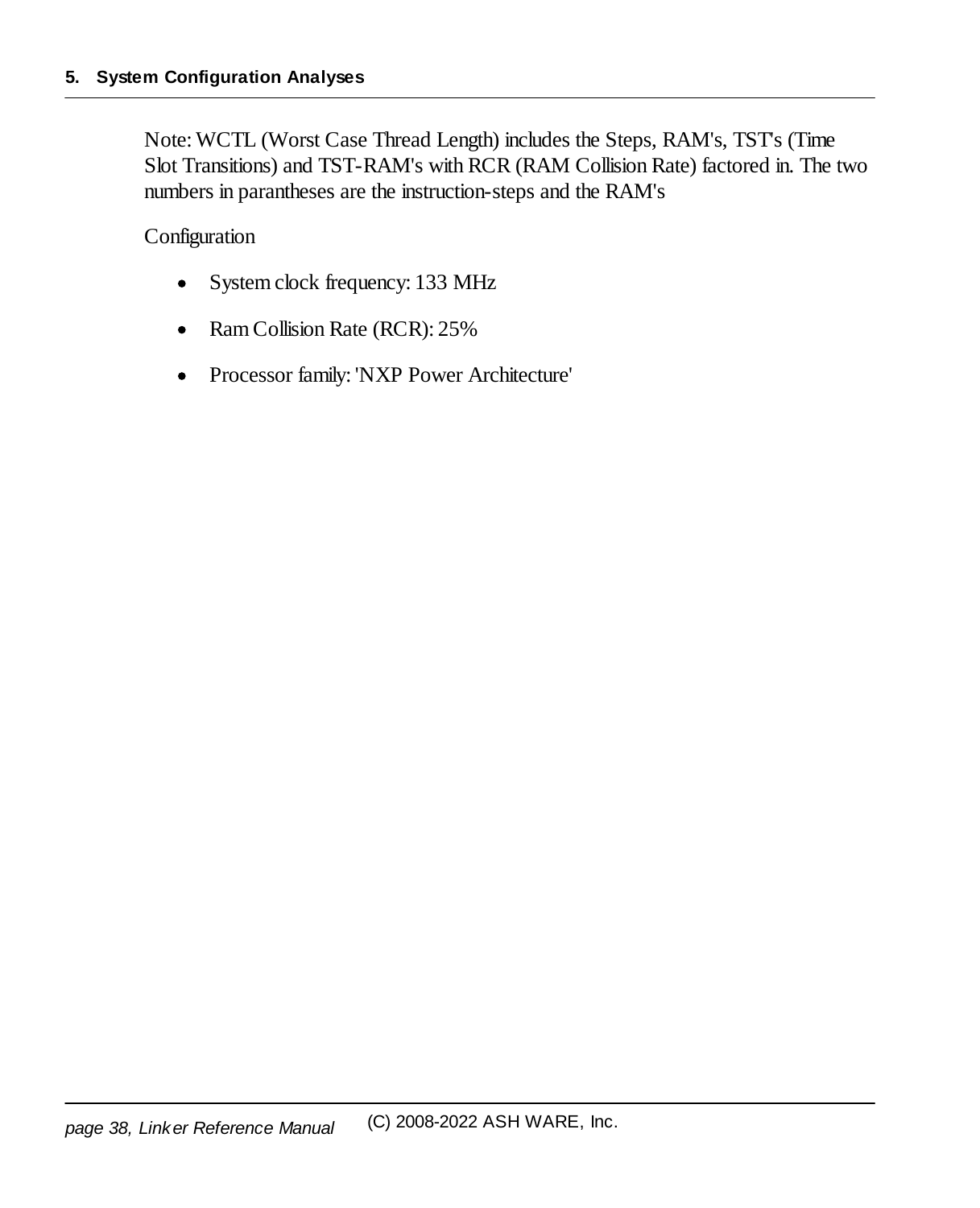Note: WCTL (Worst Case Thread Length) includes the Steps, RAM's, TST's (Time Slot Transitions) and TST-RAM's with RCR (RAM Collision Rate) factored in. The two numbers in parantheses are the instruction-steps and the RAM's

Configuration

- System clock frequency: 133 MHz
- Ram Collision Rate (RCR): 25%
- Processor family: 'NXP Power Architecture'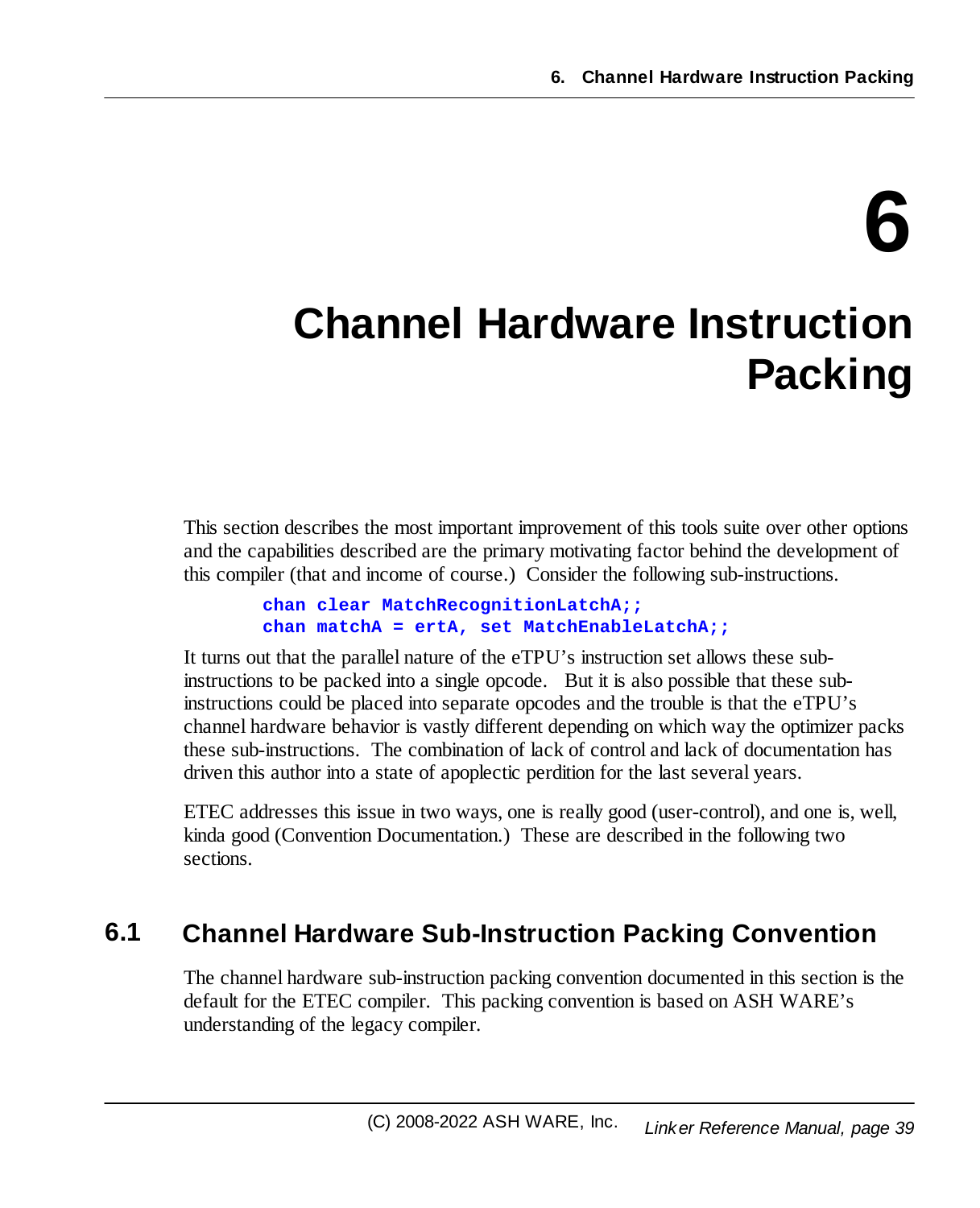# 6 Channel Hardware Instruction Packing

This section describes the most important improvement of this tools suite over other options and the capabilities described are the primary motivating factor behind the development of this compiler (that and income of course.) Consider the following sub-instructions.

```
chan clear MatchRecognitionLatchA;;
chan matchA = ertA, set MatchEnableLatchA;;
```

It turns out that the parallel nature of the eTPU's instruction set allows these sub-instructions to be packed into a single opcode. But it is also possible that these sub-instructions could be placed into separate opcodes and the trouble is that the eTPU's channel hardware behavior is vastly different depending on which way the optimizer packs these sub-instructions. The combination of lack of control and lack of documentation has driven this author into a state of apoplectic perdition for the last several years.

ETEC addresses this issue in two ways, one is really good (user-control), and one is, well, kinda good (Convention Documentation.) These are described in the following two sections.

## 6.1 Channel Hardware Sub-Instruction Packing Convention

The channel hardware sub-instruction packing convention documented in this section is the default for the ETEC compiler. This packing convention is based on ASH WARE's understanding of the legacy compiler.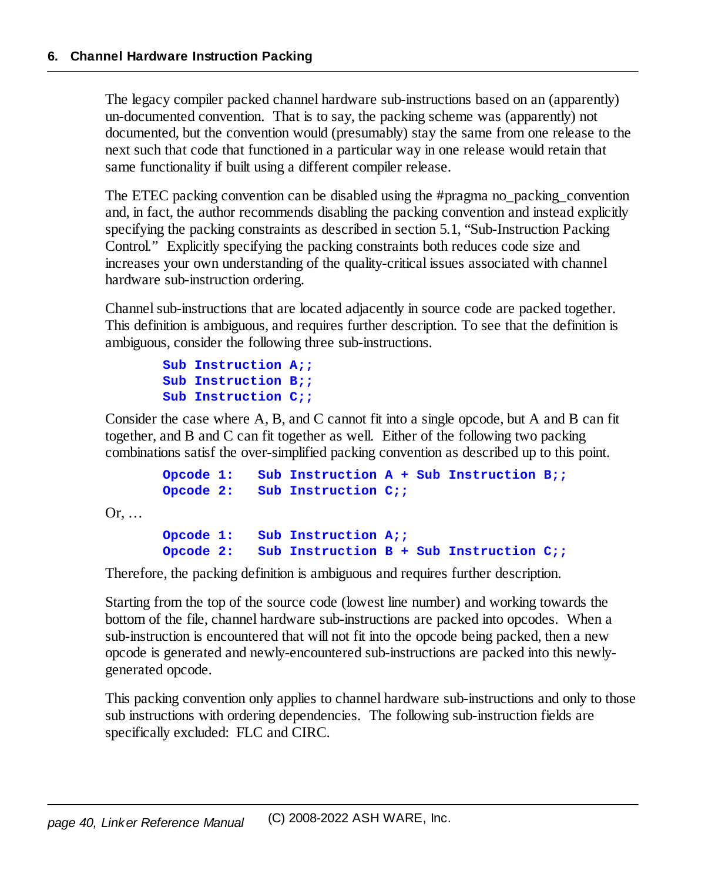# 6. Channel Hardware Instruction Packing

The legacy compiler packed channel hardware sub-instructions based on an (apparently) un-documented convention. That is to say, the packing scheme was (apparently) not documented, but the convention would (presumably) stay the same from one release to the next such that code that functioned in a particular way in one release would retain that same functionality if built using a different compiler release.

The ETEC packing convention can be disabled using the #pragma no_packing_convention and, in fact, the author recommends disabling the packing convention and instead explicitly specifying the packing constraints as described in section 5.1, "Sub-Instruction Packing Control." Explicitly specifying the packing constraints both reduces code size and increases your own understanding of the quality-critical issues associated with channel hardware sub-instruction ordering.

Channel sub-instructions that are located adjacently in source code are packed together. This definition is ambiguous, and requires further description. To see that the definition is ambiguous, consider the following three sub-instructions.

```
Sub Instruction A;;
Sub Instruction B;;
Sub Instruction C;;
```

Consider the case where A, B, and C cannot fit into a single opcode, but A and B can fit together, and B and C can fit together as well. Either of the following two packing combinations satisf the over-simplified packing convention as described up to this point.

```
Opcode 1:   Sub Instruction A + Sub Instruction B;;
Opcode 2:   Sub Instruction C;;
```

Or, …

```
Opcode 1:   Sub Instruction A;;
Opcode 2:   Sub Instruction B + Sub Instruction C;;
```

Therefore, the packing definition is ambiguous and requires further description.

Starting from the top of the source code (lowest line number) and working towards the bottom of the file, channel hardware sub-instructions are packed into opcodes. When a sub-instruction is encountered that will not fit into the opcode being packed, then a new opcode is generated and newly-encountered sub-instructions are packed into this newly-generated opcode.

This packing convention only applies to channel hardware sub-instructions and only to those sub instructions with ordering dependencies. The following sub-instruction fields are specifically excluded: FLC and CIRC.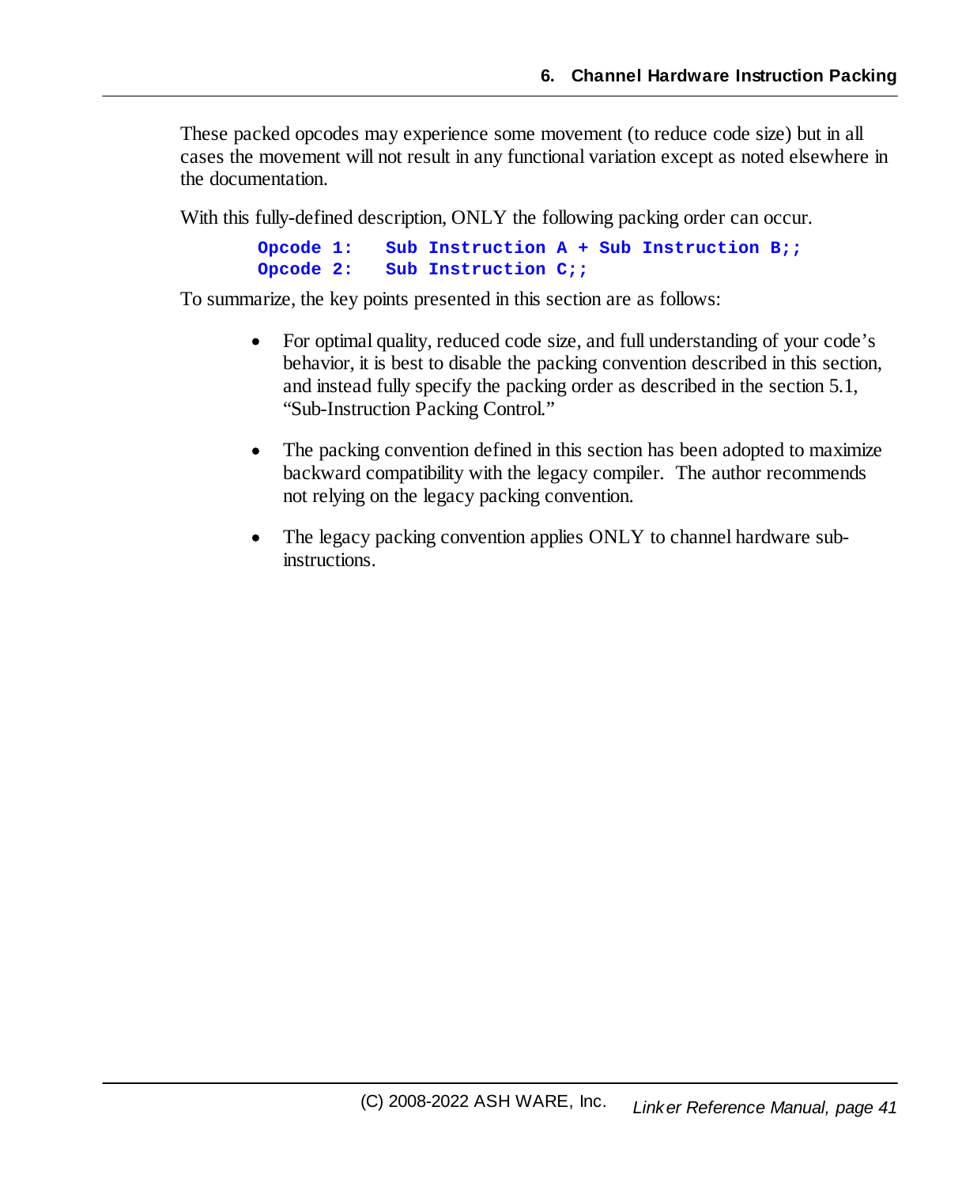These packed opcodes may experience some movement (to reduce code size) but in all cases the movement will not result in any functional variation except as noted elsewhere in the documentation.

With this fully-defined description, ONLY the following packing order can occur.

```
Opcode 1:   Sub Instruction A + Sub Instruction B;;
Opcode 2:   Sub Instruction C;;
```

To summarize, the key points presented in this section are as follows:

- For optimal quality, reduced code size, and full understanding of your code's behavior, it is best to disable the packing convention described in this section, and instead fully specify the packing order as described in the section 5.1, "Sub-Instruction Packing Control."

- The packing convention defined in this section has been adopted to maximize backward compatibility with the legacy compiler. The author recommends not relying on the legacy packing convention.

- The legacy packing convention applies ONLY to channel hardware sub-instructions.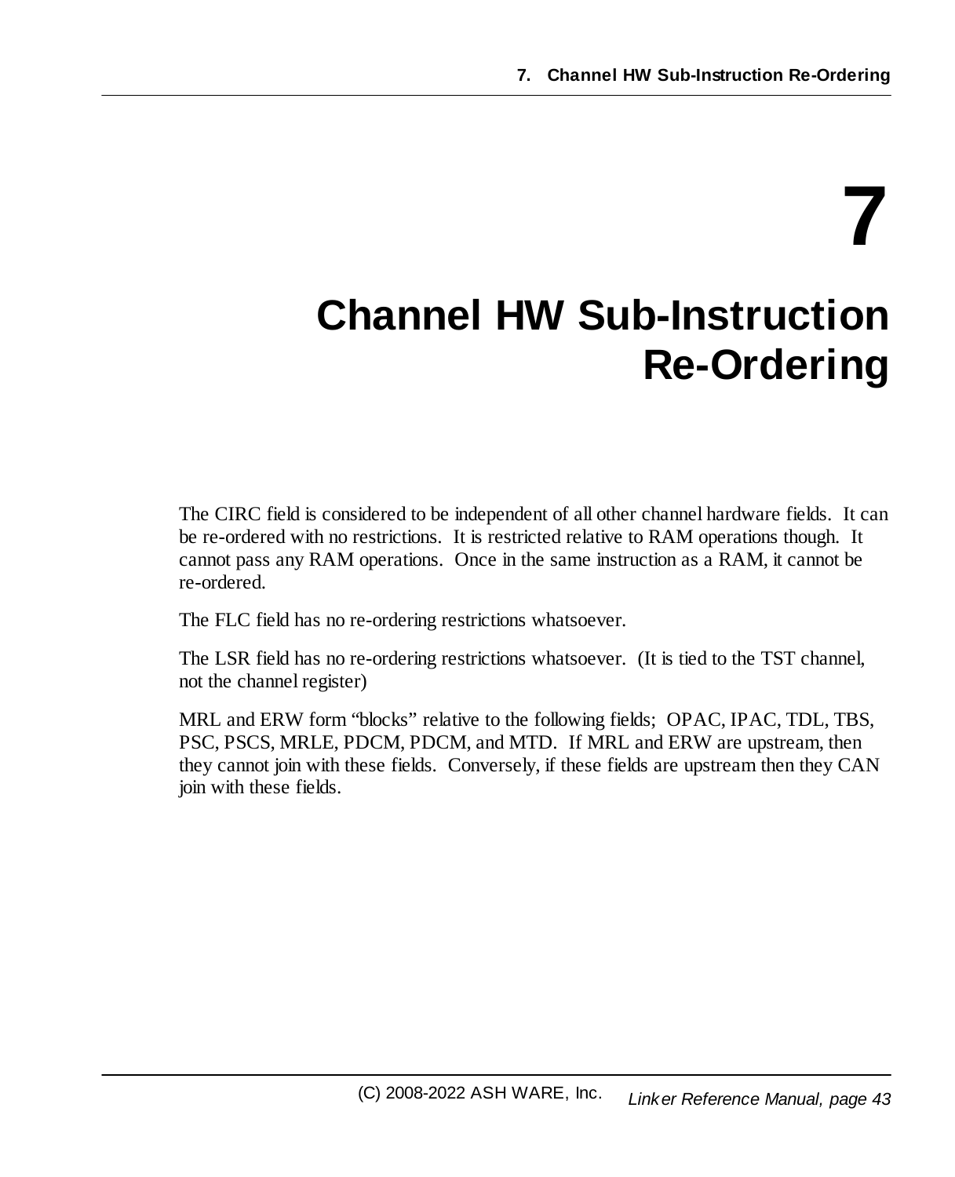# 7 Channel HW Sub-Instruction Re-Ordering

The CIRC field is considered to be independent of all other channel hardware fields. It can be re-ordered with no restrictions. It is restricted relative to RAM operations though. It cannot pass any RAM operations. Once in the same instruction as a RAM, it cannot be re-ordered.

The FLC field has no re-ordering restrictions whatsoever.

The LSR field has no re-ordering restrictions whatsoever. (It is tied to the TST channel, not the channel register)

MRL and ERW form "blocks" relative to the following fields; OPAC, IPAC, TDL, TBS, PSC, PSCS, MRLE, PDCM, PDCM, and MTD. If MRL and ERW are upstream, then they cannot join with these fields. Conversely, if these fields are upstream then they CAN join with these fields.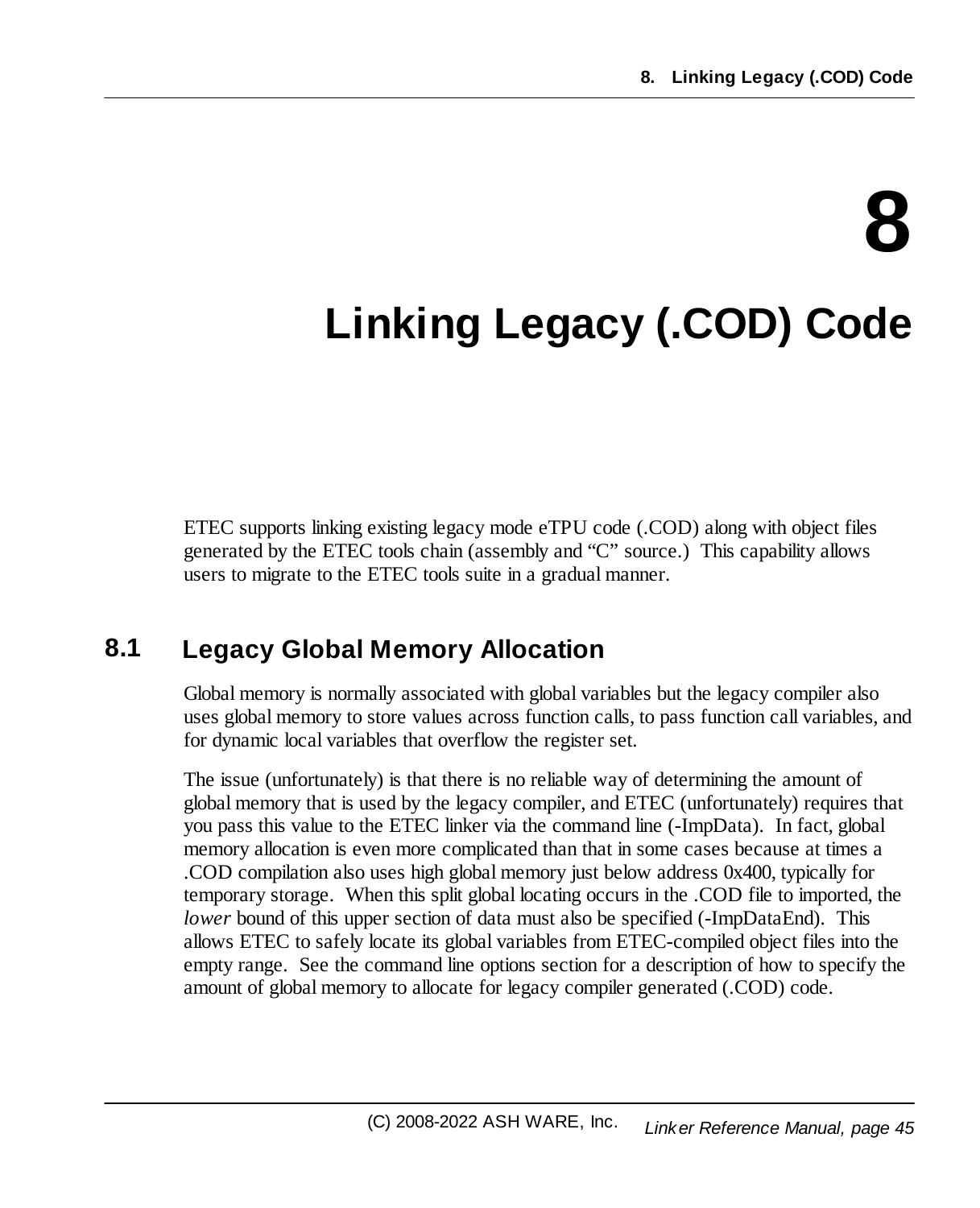// 8

# Linking Legacy (.COD) Code

ETEC supports linking existing legacy mode eTPU code (.COD) along with object files generated by the ETEC tools chain (assembly and "C" source.) This capability allows users to migrate to the ETEC tools suite in a gradual manner.

## 8.1 Legacy Global Memory Allocation

Global memory is normally associated with global variables but the legacy compiler also uses global memory to store values across function calls, to pass function call variables, and for dynamic local variables that overflow the register set.

The issue (unfortunately) is that there is no reliable way of determining the amount of global memory that is used by the legacy compiler, and ETEC (unfortunately) requires that you pass this value to the ETEC linker via the command line (-ImpData). In fact, global memory allocation is even more complicated than that in some cases because at times a .COD compilation also uses high global memory just below address 0x400, typically for temporary storage. When this split global locating occurs in the .COD file to imported, the *lower* bound of this upper section of data must also be specified (-ImpDataEnd). This allows ETEC to safely locate its global variables from ETEC-compiled object files into the empty range. See the command line options section for a description of how to specify the amount of global memory to allocate for legacy compiler generated (.COD) code.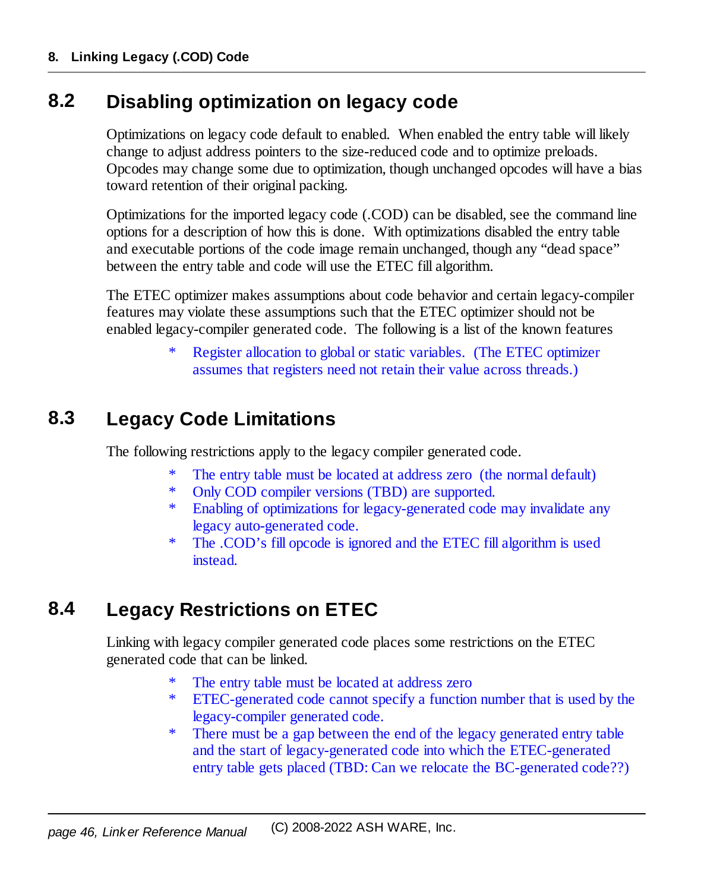## 8.2 Disabling optimization on legacy code

Optimizations on legacy code default to enabled. When enabled the entry table will likely change to adjust address pointers to the size-reduced code and to optimize preloads. Opcodes may change some due to optimization, though unchanged opcodes will have a bias toward retention of their original packing.

Optimizations for the imported legacy code (.COD) can be disabled, see the command line options for a description of how this is done. With optimizations disabled the entry table and executable portions of the code image remain unchanged, though any "dead space" between the entry table and code will use the ETEC fill algorithm.

The ETEC optimizer makes assumptions about code behavior and certain legacy-compiler features may violate these assumptions such that the ETEC optimizer should not be enabled legacy-compiler generated code. The following is a list of the known features

* Register allocation to global or static variables. (The ETEC optimizer assumes that registers need not retain their value across threads.)

## 8.3 Legacy Code Limitations

The following restrictions apply to the legacy compiler generated code.

* The entry table must be located at address zero (the normal default)
* Only COD compiler versions (TBD) are supported.
* Enabling of optimizations for legacy-generated code may invalidate any legacy auto-generated code.
* The .COD's fill opcode is ignored and the ETEC fill algorithm is used instead.

## 8.4 Legacy Restrictions on ETEC

Linking with legacy compiler generated code places some restrictions on the ETEC generated code that can be linked.

* The entry table must be located at address zero
* ETEC-generated code cannot specify a function number that is used by the legacy-compiler generated code.
* There must be a gap between the end of the legacy generated entry table and the start of legacy-generated code into which the ETEC-generated entry table gets placed (TBD: Can we relocate the BC-generated code??)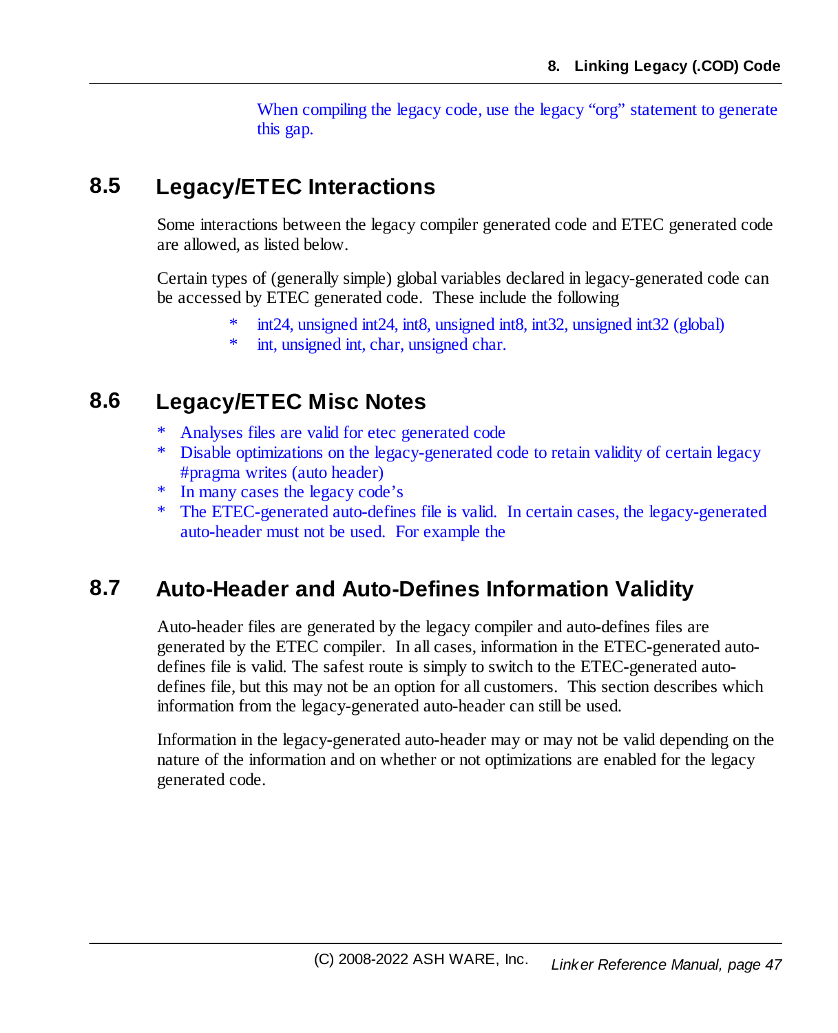When compiling the legacy code, use the legacy “org” statement to generate this gap.

## 8.5 Legacy/ETEC Interactions

Some interactions between the legacy compiler generated code and ETEC generated code are allowed, as listed below.

Certain types of (generally simple) global variables declared in legacy-generated code can be accessed by ETEC generated code. These include the following

* int24, unsigned int24, int8, unsigned int8, int32, unsigned int32 (global)
* int, unsigned int, char, unsigned char.

## 8.6 Legacy/ETEC Misc Notes

* Analyses files are valid for etec generated code
* Disable optimizations on the legacy-generated code to retain validity of certain legacy #pragma writes (auto header)
* In many cases the legacy code’s
* The ETEC-generated auto-defines file is valid. In certain cases, the legacy-generated auto-header must not be used. For example the

## 8.7 Auto-Header and Auto-Defines Information Validity

Auto-header files are generated by the legacy compiler and auto-defines files are generated by the ETEC compiler. In all cases, information in the ETEC-generated auto-defines file is valid. The safest route is simply to switch to the ETEC-generated auto-defines file, but this may not be an option for all customers. This section describes which information from the legacy-generated auto-header can still be used.

Information in the legacy-generated auto-header may or may not be valid depending on the nature of the information and on whether or not optimizations are enabled for the legacy generated code.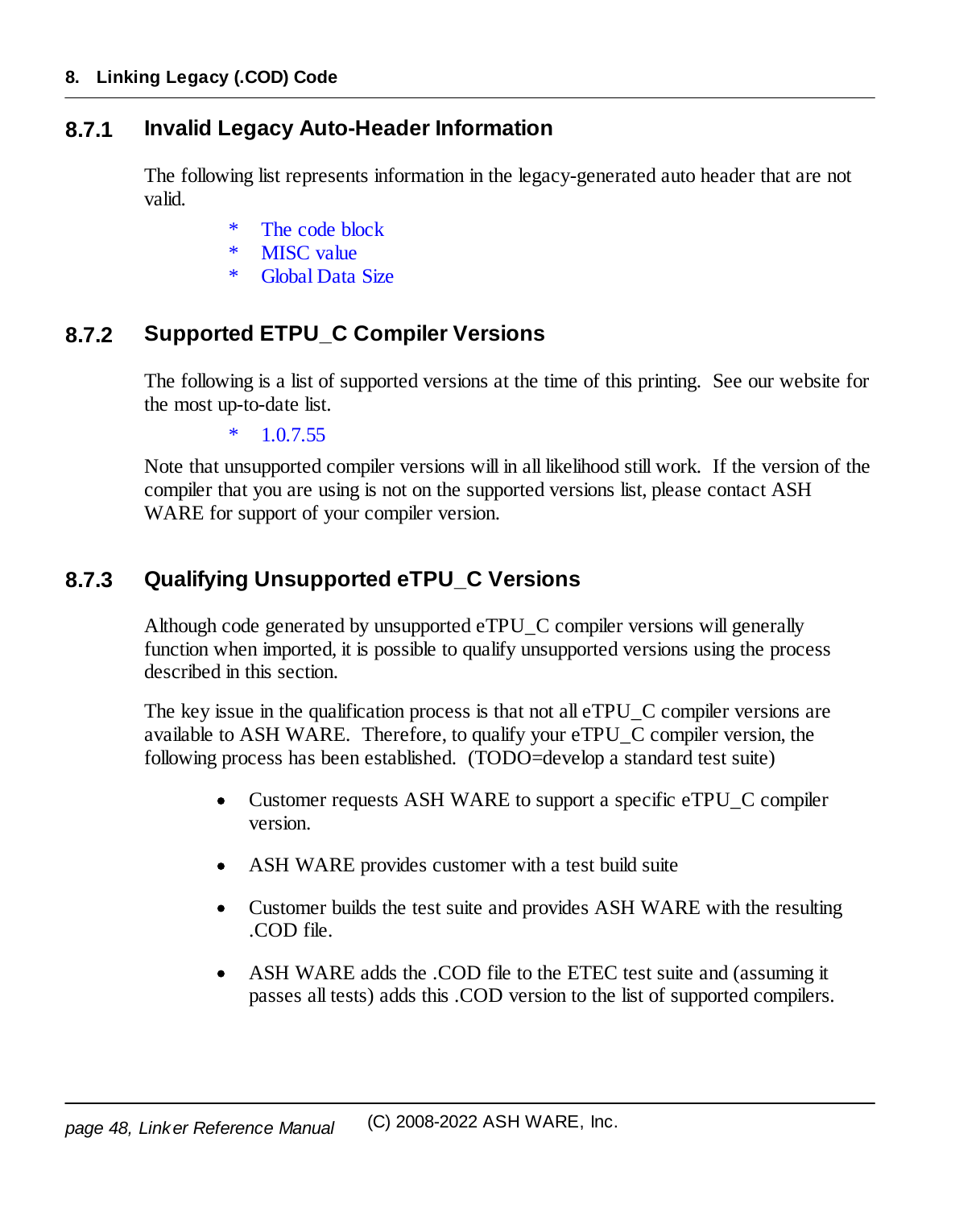### 8.7.1 Invalid Legacy Auto-Header Information

The following list represents information in the legacy-generated auto header that are not valid.

* The code block
* MISC value
* Global Data Size

### 8.7.2 Supported ETPU_C Compiler Versions

The following is a list of supported versions at the time of this printing. See our website for the most up-to-date list.

* 1.0.7.55

Note that unsupported compiler versions will in all likelihood still work. If the version of the compiler that you are using is not on the supported versions list, please contact ASH WARE for support of your compiler version.

### 8.7.3 Qualifying Unsupported eTPU_C Versions

Although code generated by unsupported eTPU_C compiler versions will generally function when imported, it is possible to qualify unsupported versions using the process described in this section.

The key issue in the qualification process is that not all eTPU_C compiler versions are available to ASH WARE. Therefore, to qualify your eTPU_C compiler version, the following process has been established. (TODO=develop a standard test suite)

- Customer requests ASH WARE to support a specific eTPU_C compiler version.
- ASH WARE provides customer with a test build suite
- Customer builds the test suite and provides ASH WARE with the resulting .COD file.
- ASH WARE adds the .COD file to the ETEC test suite and (assuming it passes all tests) adds this .COD version to the list of supported compilers.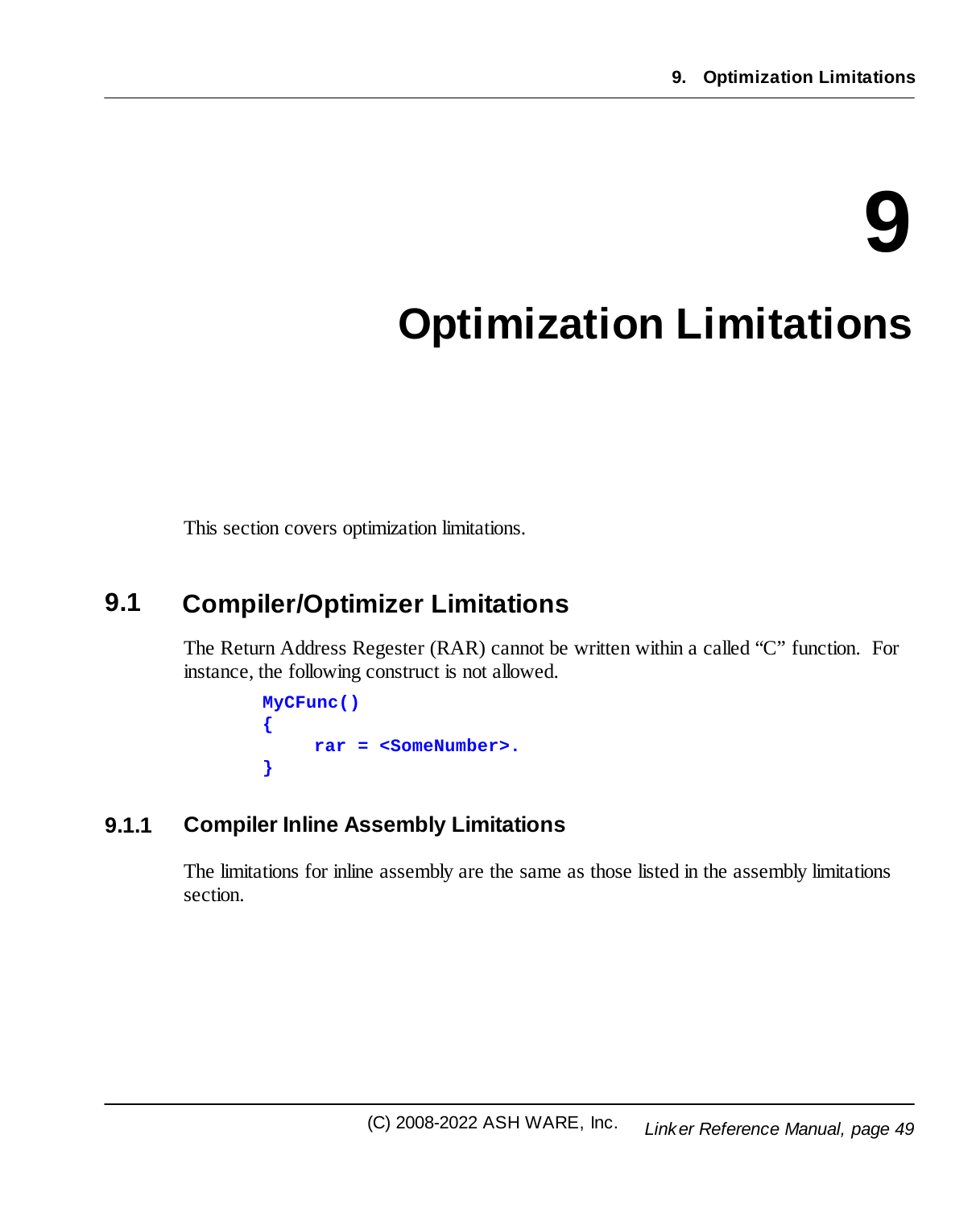# 9 Optimization Limitations

This section covers optimization limitations.

## 9.1 Compiler/Optimizer Limitations

The Return Address Regester (RAR) cannot be written within a called “C” function. For instance, the following construct is not allowed.

```
MyCFunc()
{
     rar = <SomeNumber>.
}
```

### 9.1.1 Compiler Inline Assembly Limitations

The limitations for inline assembly are the same as those listed in the assembly limitations section.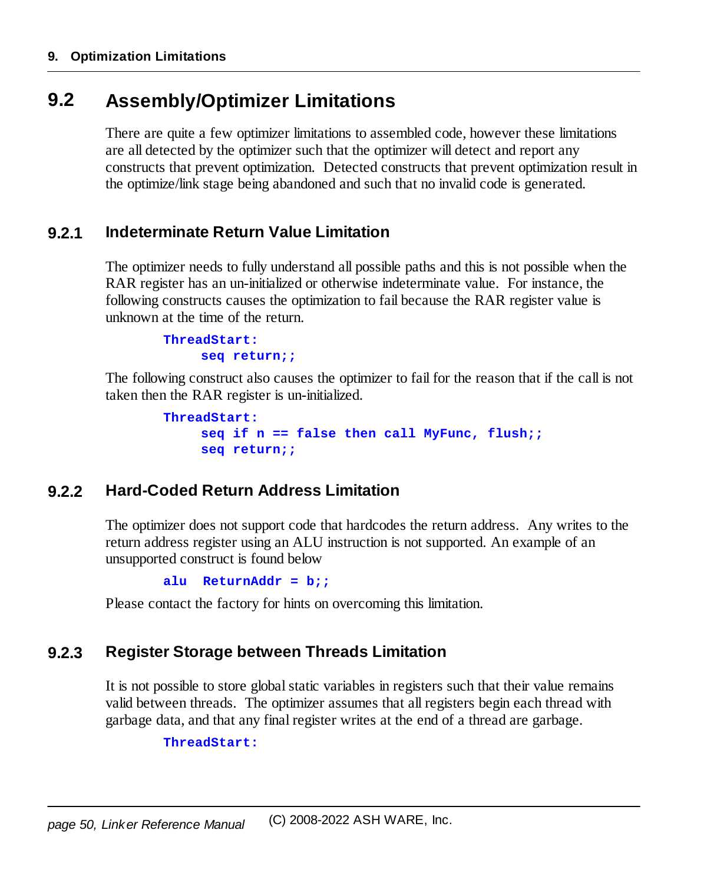## 9.2 Assembly/Optimizer Limitations

There are quite a few optimizer limitations to assembled code, however these limitations are all detected by the optimizer such that the optimizer will detect and report any constructs that prevent optimization. Detected constructs that prevent optimization result in the optimize/link stage being abandoned and such that no invalid code is generated.

### 9.2.1 Indeterminate Return Value Limitation

The optimizer needs to fully understand all possible paths and this is not possible when the RAR register has an un-initialized or otherwise indeterminate value. For instance, the following constructs causes the optimization to fail because the RAR register value is unknown at the time of the return.

```
ThreadStart:
     seq return;;
```

The following construct also causes the optimizer to fail for the reason that if the call is not taken then the RAR register is un-initialized.

```
ThreadStart:
     seq if n == false then call MyFunc, flush;;
     seq return;;
```

### 9.2.2 Hard-Coded Return Address Limitation

The optimizer does not support code that hardcodes the return address. Any writes to the return address register using an ALU instruction is not supported. An example of an unsupported construct is found below

```
alu  ReturnAddr = b;;
```

Please contact the factory for hints on overcoming this limitation.

### 9.2.3 Register Storage between Threads Limitation

It is not possible to store global static variables in registers such that their value remains valid between threads. The optimizer assumes that all registers begin each thread with garbage data, and that any final register writes at the end of a thread are garbage.

```
ThreadStart:
```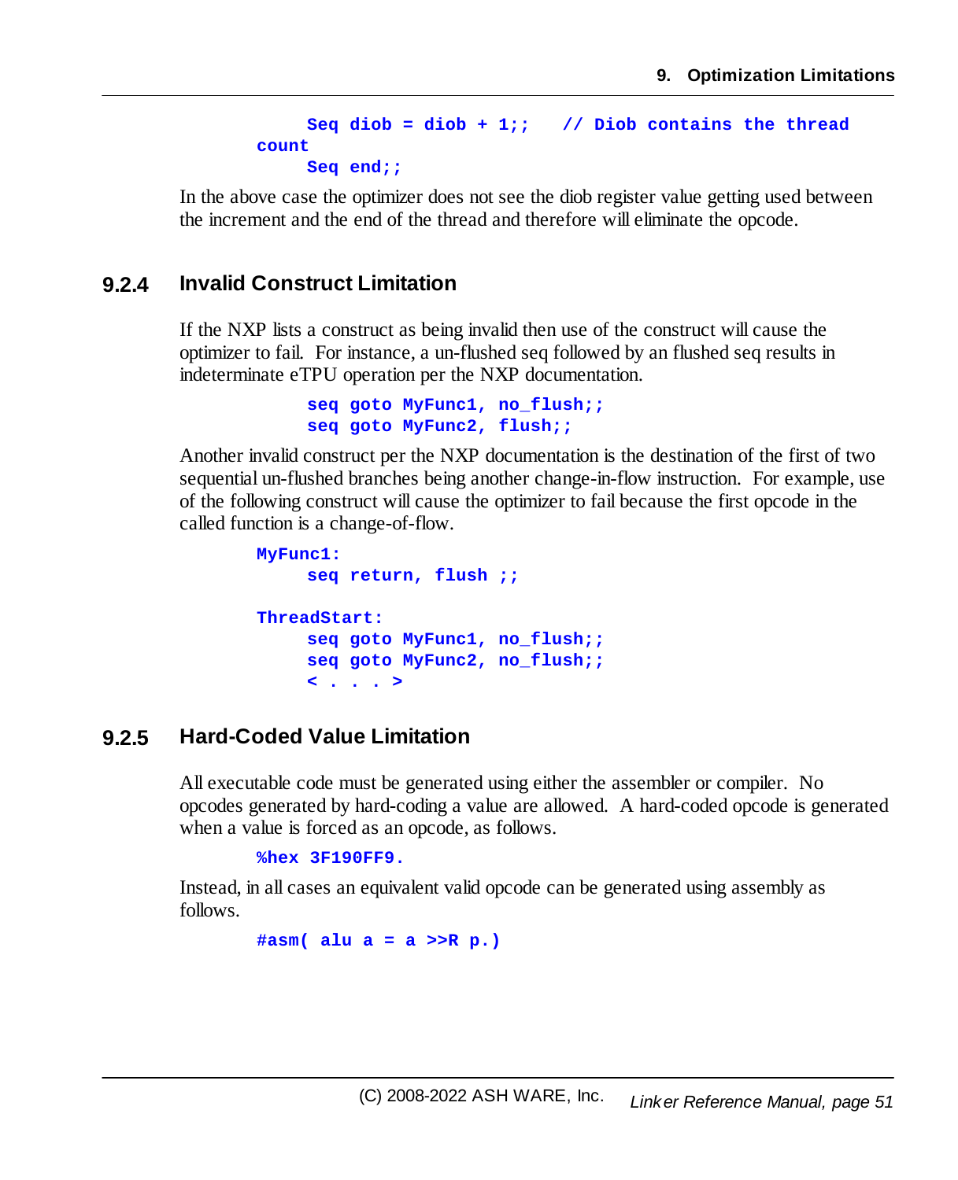```
    Seq diob = diob + 1;;   // Diob contains the thread
count
    Seq end;;
```

In the above case the optimizer does not see the diob register value getting used between the increment and the end of the thread and therefore will eliminate the opcode.

### 9.2.4 Invalid Construct Limitation

If the NXP lists a construct as being invalid then use of the construct will cause the optimizer to fail. For instance, a un-flushed seq followed by an flushed seq results in indeterminate eTPU operation per the NXP documentation.

```
    seq goto MyFunc1, no_flush;;
    seq goto MyFunc2, flush;;
```

Another invalid construct per the NXP documentation is the destination of the first of two sequential un-flushed branches being another change-in-flow instruction. For example, use of the following construct will cause the optimizer to fail because the first opcode in the called function is a change-of-flow.

```
MyFunc1:
    seq return, flush ;;

ThreadStart:
    seq goto MyFunc1, no_flush;;
    seq goto MyFunc2, no_flush;;
    < . . . >
```

### 9.2.5 Hard-Coded Value Limitation

All executable code must be generated using either the assembler or compiler. No opcodes generated by hard-coding a value are allowed. A hard-coded opcode is generated when a value is forced as an opcode, as follows.

```
%hex 3F190FF9.
```

Instead, in all cases an equivalent valid opcode can be generated using assembly as follows.

```
#asm( alu a = a >>R p.)
```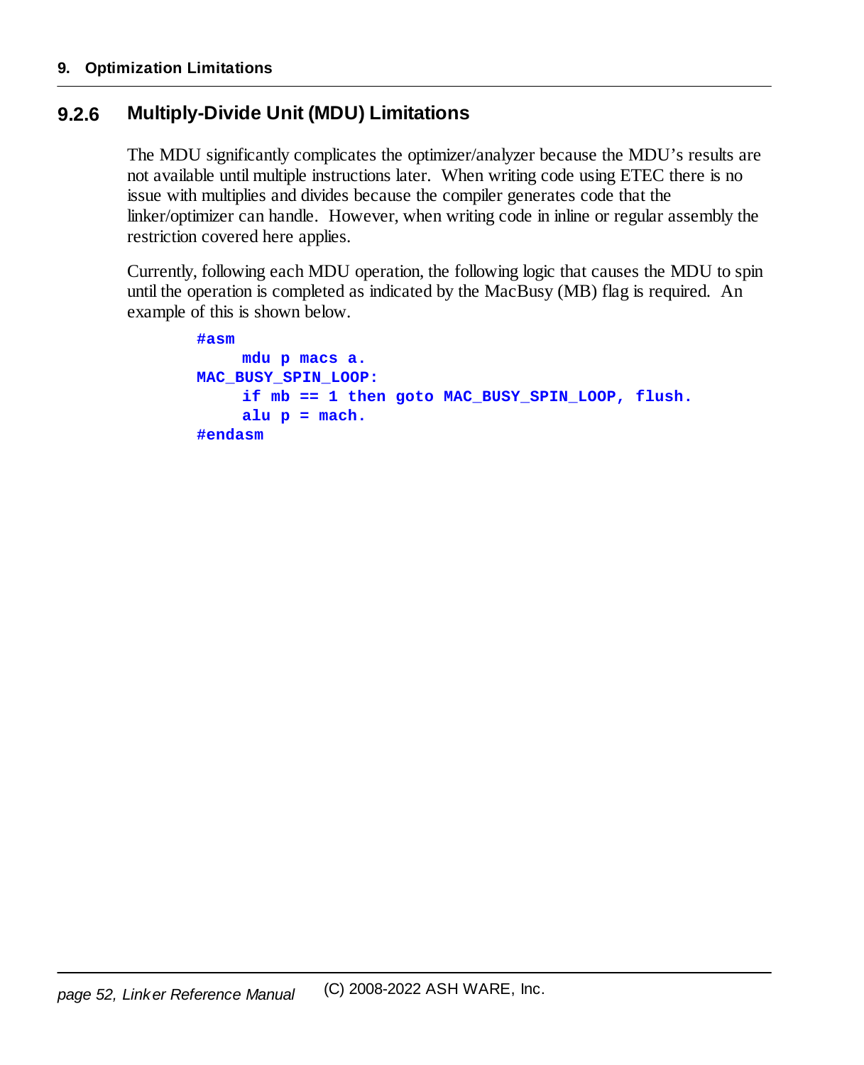### 9.2.6 Multiply-Divide Unit (MDU) Limitations

The MDU significantly complicates the optimizer/analyzer because the MDU's results are not available until multiple instructions later. When writing code using ETEC there is no issue with multiplies and divides because the compiler generates code that the linker/optimizer can handle. However, when writing code in inline or regular assembly the restriction covered here applies.

Currently, following each MDU operation, the following logic that causes the MDU to spin until the operation is completed as indicated by the MacBusy (MB) flag is required. An example of this is shown below.

```
#asm
     mdu p macs a.
MAC_BUSY_SPIN_LOOP:
     if mb == 1 then goto MAC_BUSY_SPIN_LOOP, flush.
     alu p = mach.
#endasm
```